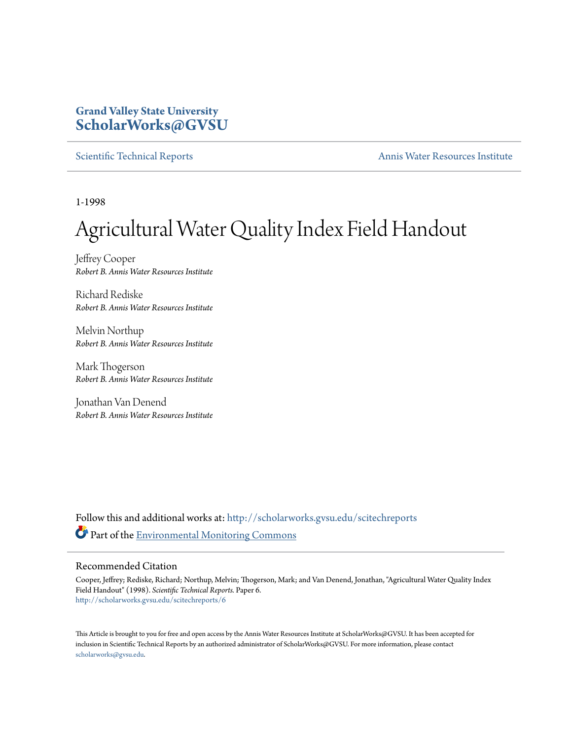Grand Valley State University
**ScholarWorks@GVSU**

Scientific Technical Reports | Annis Water Resources Institute

1-1998

# Agricultural Water Quality Index Field Handout

Jeffrey Cooper
*Robert B. Annis Water Resources Institute*

Richard Rediske
*Robert B. Annis Water Resources Institute*

Melvin Northup
*Robert B. Annis Water Resources Institute*

Mark Thogerson
*Robert B. Annis Water Resources Institute*

Jonathan Van Denend
*Robert B. Annis Water Resources Institute*

Follow this and additional works at: http://scholarworks.gvsu.edu/scitechreports

Part of the Environmental Monitoring Commons

## Recommended Citation

Cooper, Jeffrey; Rediske, Richard; Northup, Melvin; Thogerson, Mark; and Van Denend, Jonathan, "Agricultural Water Quality Index Field Handout" (1998). *Scientific Technical Reports.* Paper 6.
http://scholarworks.gvsu.edu/scitechreports/6

This Article is brought to you for free and open access by the Annis Water Resources Institute at ScholarWorks@GVSU. It has been accepted for inclusion in Scientific Technical Reports by an authorized administrator of ScholarWorks@GVSU. For more information, please contact scholarworks@gvsu.edu.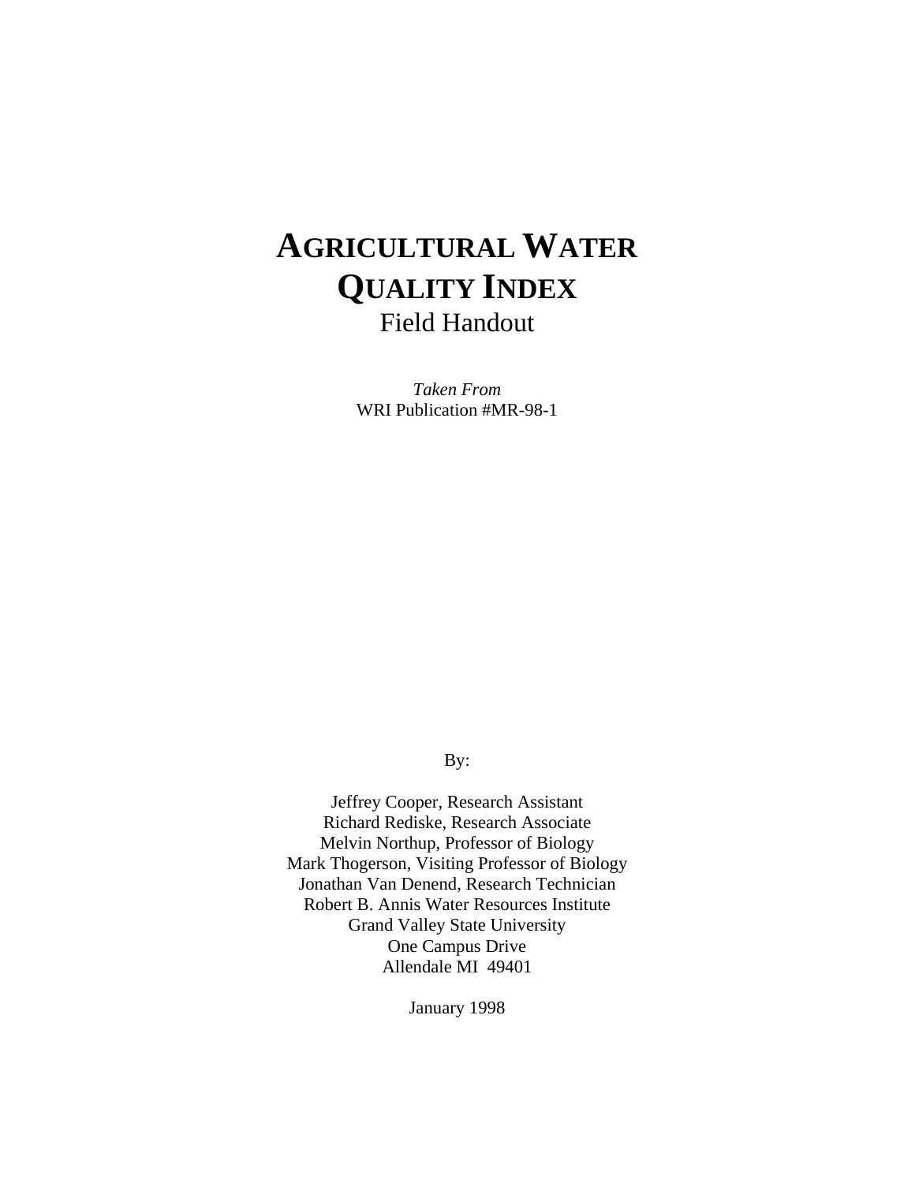# AGRICULTURAL WATER QUALITY INDEX

Field Handout

*Taken From*
WRI Publication #MR-98-1

By:

Jeffrey Cooper, Research Assistant
Richard Rediske, Research Associate
Melvin Northup, Professor of Biology
Mark Thogerson, Visiting Professor of Biology
Jonathan Van Denend, Research Technician
Robert B. Annis Water Resources Institute
Grand Valley State University
One Campus Drive
Allendale MI 49401

January 1998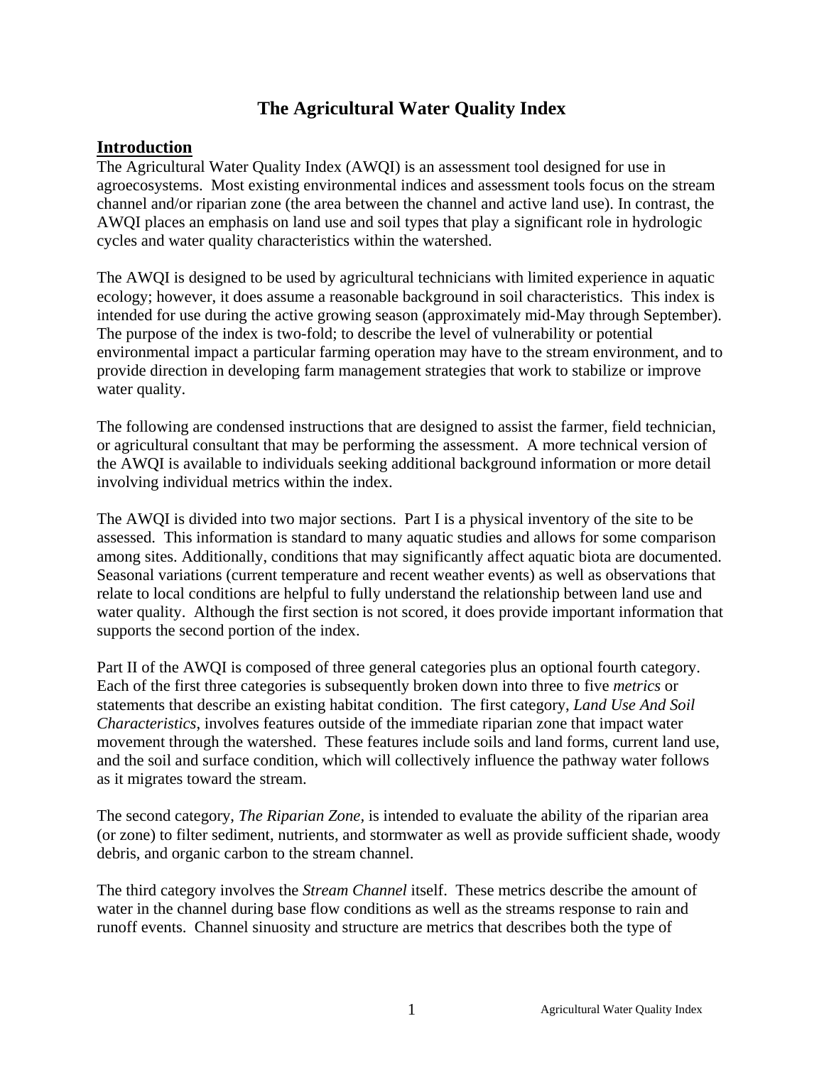# The Agricultural Water Quality Index

## Introduction

The Agricultural Water Quality Index (AWQI) is an assessment tool designed for use in agroecosystems. Most existing environmental indices and assessment tools focus on the stream channel and/or riparian zone (the area between the channel and active land use). In contrast, the AWQI places an emphasis on land use and soil types that play a significant role in hydrologic cycles and water quality characteristics within the watershed.

The AWQI is designed to be used by agricultural technicians with limited experience in aquatic ecology; however, it does assume a reasonable background in soil characteristics. This index is intended for use during the active growing season (approximately mid-May through September). The purpose of the index is two-fold; to describe the level of vulnerability or potential environmental impact a particular farming operation may have to the stream environment, and to provide direction in developing farm management strategies that work to stabilize or improve water quality.

The following are condensed instructions that are designed to assist the farmer, field technician, or agricultural consultant that may be performing the assessment. A more technical version of the AWQI is available to individuals seeking additional background information or more detail involving individual metrics within the index.

The AWQI is divided into two major sections. Part I is a physical inventory of the site to be assessed. This information is standard to many aquatic studies and allows for some comparison among sites. Additionally, conditions that may significantly affect aquatic biota are documented. Seasonal variations (current temperature and recent weather events) as well as observations that relate to local conditions are helpful to fully understand the relationship between land use and water quality. Although the first section is not scored, it does provide important information that supports the second portion of the index.

Part II of the AWQI is composed of three general categories plus an optional fourth category. Each of the first three categories is subsequently broken down into three to five *metrics* or statements that describe an existing habitat condition. The first category, *Land Use And Soil Characteristics*, involves features outside of the immediate riparian zone that impact water movement through the watershed. These features include soils and land forms, current land use, and the soil and surface condition, which will collectively influence the pathway water follows as it migrates toward the stream.

The second category, *The Riparian Zone,* is intended to evaluate the ability of the riparian area (or zone) to filter sediment, nutrients, and stormwater as well as provide sufficient shade, woody debris, and organic carbon to the stream channel.

The third category involves the *Stream Channel* itself. These metrics describe the amount of water in the channel during base flow conditions as well as the streams response to rain and runoff events. Channel sinuosity and structure are metrics that describes both the type of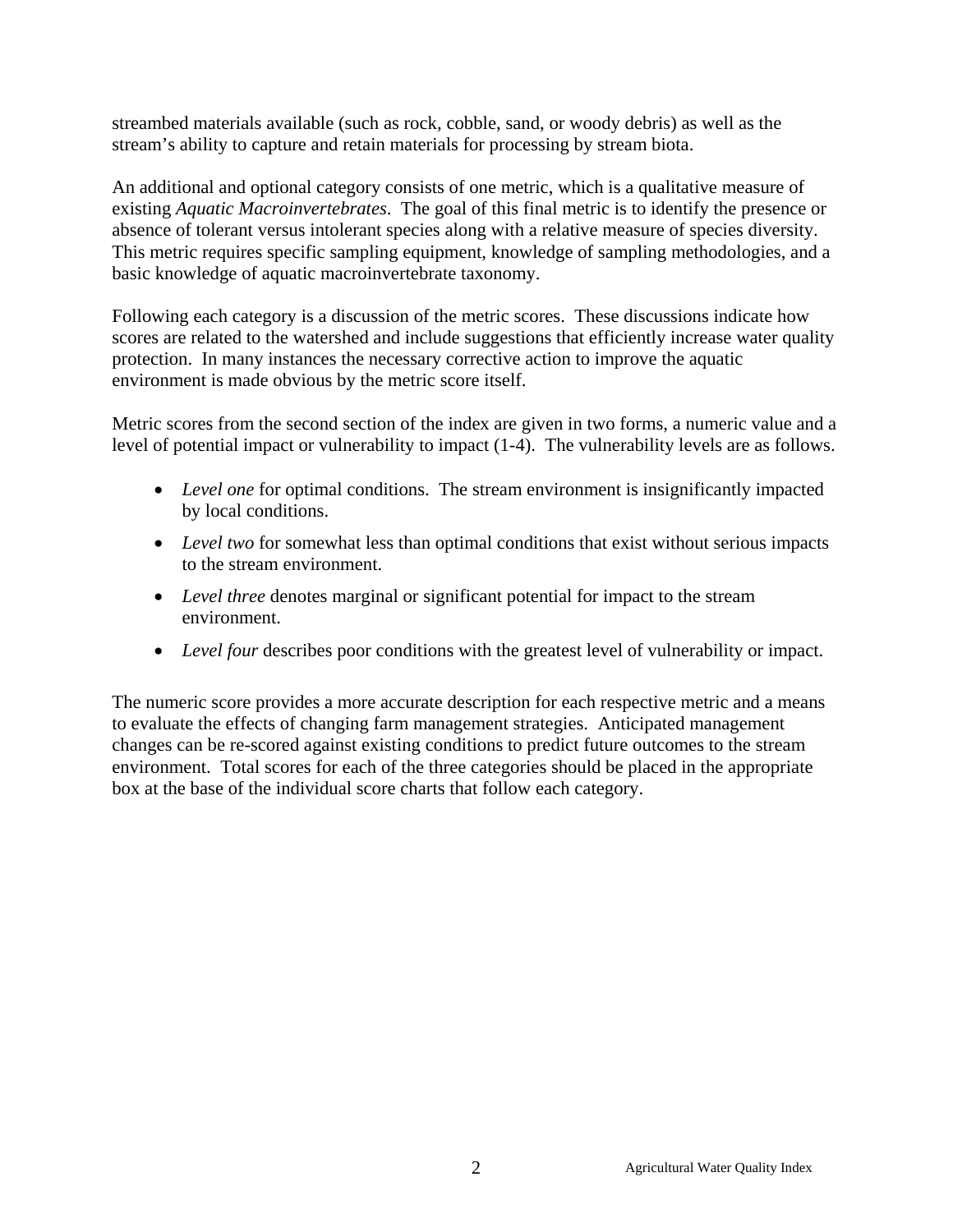streambed materials available (such as rock, cobble, sand, or woody debris) as well as the stream's ability to capture and retain materials for processing by stream biota.

An additional and optional category consists of one metric, which is a qualitative measure of existing *Aquatic Macroinvertebrates*. The goal of this final metric is to identify the presence or absence of tolerant versus intolerant species along with a relative measure of species diversity. This metric requires specific sampling equipment, knowledge of sampling methodologies, and a basic knowledge of aquatic macroinvertebrate taxonomy.

Following each category is a discussion of the metric scores. These discussions indicate how scores are related to the watershed and include suggestions that efficiently increase water quality protection. In many instances the necessary corrective action to improve the aquatic environment is made obvious by the metric score itself.

Metric scores from the second section of the index are given in two forms, a numeric value and a level of potential impact or vulnerability to impact (1-4). The vulnerability levels are as follows.

- *Level one* for optimal conditions. The stream environment is insignificantly impacted by local conditions.
- *Level two* for somewhat less than optimal conditions that exist without serious impacts to the stream environment.
- *Level three* denotes marginal or significant potential for impact to the stream environment.
- *Level four* describes poor conditions with the greatest level of vulnerability or impact.

The numeric score provides a more accurate description for each respective metric and a means to evaluate the effects of changing farm management strategies. Anticipated management changes can be re-scored against existing conditions to predict future outcomes to the stream environment. Total scores for each of the three categories should be placed in the appropriate box at the base of the individual score charts that follow each category.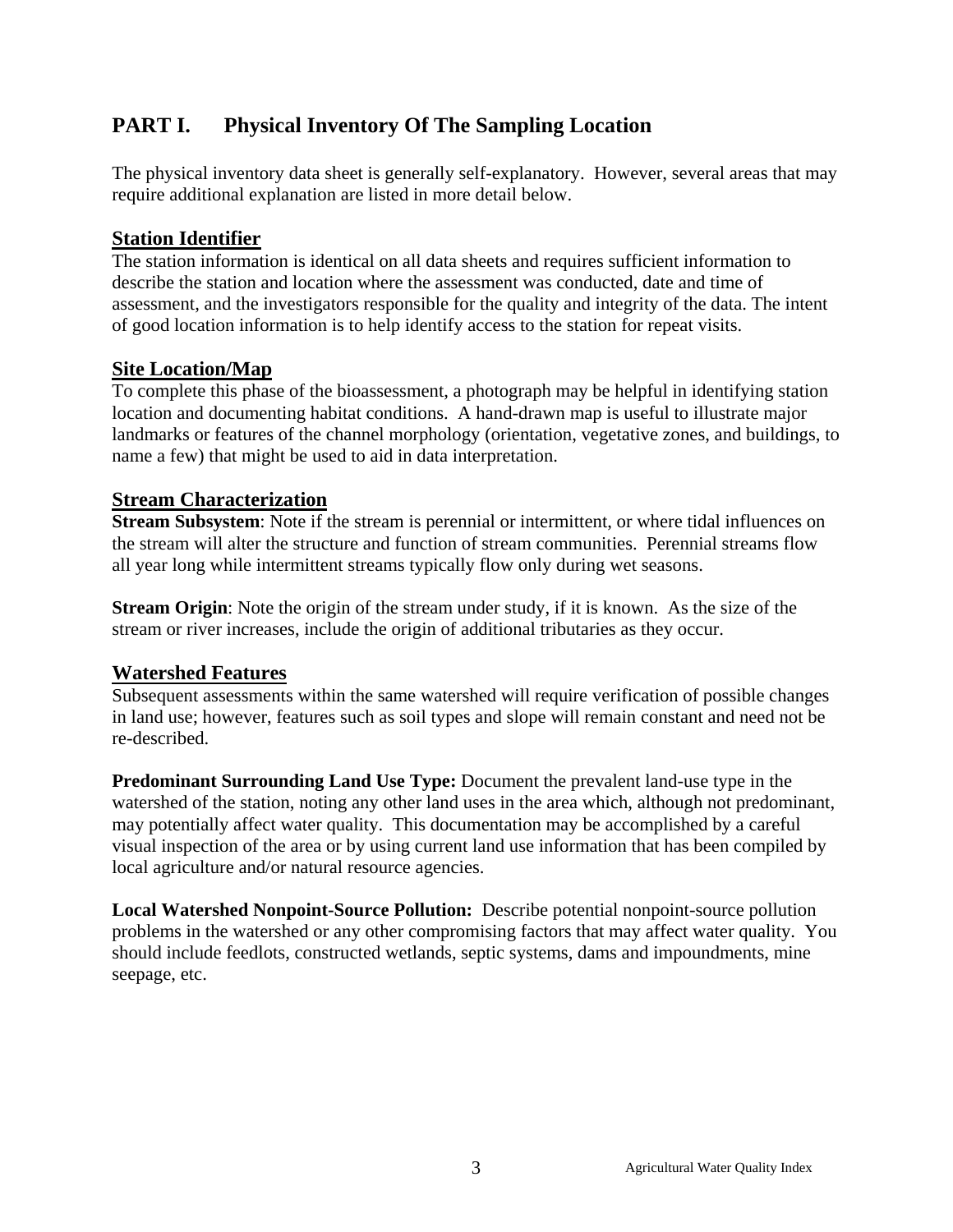## PART I. Physical Inventory Of The Sampling Location

The physical inventory data sheet is generally self-explanatory. However, several areas that may require additional explanation are listed in more detail below.

### Station Identifier

The station information is identical on all data sheets and requires sufficient information to describe the station and location where the assessment was conducted, date and time of assessment, and the investigators responsible for the quality and integrity of the data. The intent of good location information is to help identify access to the station for repeat visits.

### Site Location/Map

To complete this phase of the bioassessment, a photograph may be helpful in identifying station location and documenting habitat conditions. A hand-drawn map is useful to illustrate major landmarks or features of the channel morphology (orientation, vegetative zones, and buildings, to name a few) that might be used to aid in data interpretation.

### Stream Characterization

**Stream Subsystem**: Note if the stream is perennial or intermittent, or where tidal influences on the stream will alter the structure and function of stream communities. Perennial streams flow all year long while intermittent streams typically flow only during wet seasons.

**Stream Origin**: Note the origin of the stream under study, if it is known. As the size of the stream or river increases, include the origin of additional tributaries as they occur.

### Watershed Features

Subsequent assessments within the same watershed will require verification of possible changes in land use; however, features such as soil types and slope will remain constant and need not be re-described.

**Predominant Surrounding Land Use Type:** Document the prevalent land-use type in the watershed of the station, noting any other land uses in the area which, although not predominant, may potentially affect water quality. This documentation may be accomplished by a careful visual inspection of the area or by using current land use information that has been compiled by local agriculture and/or natural resource agencies.

**Local Watershed Nonpoint-Source Pollution:** Describe potential nonpoint-source pollution problems in the watershed or any other compromising factors that may affect water quality. You should include feedlots, constructed wetlands, septic systems, dams and impoundments, mine seepage, etc.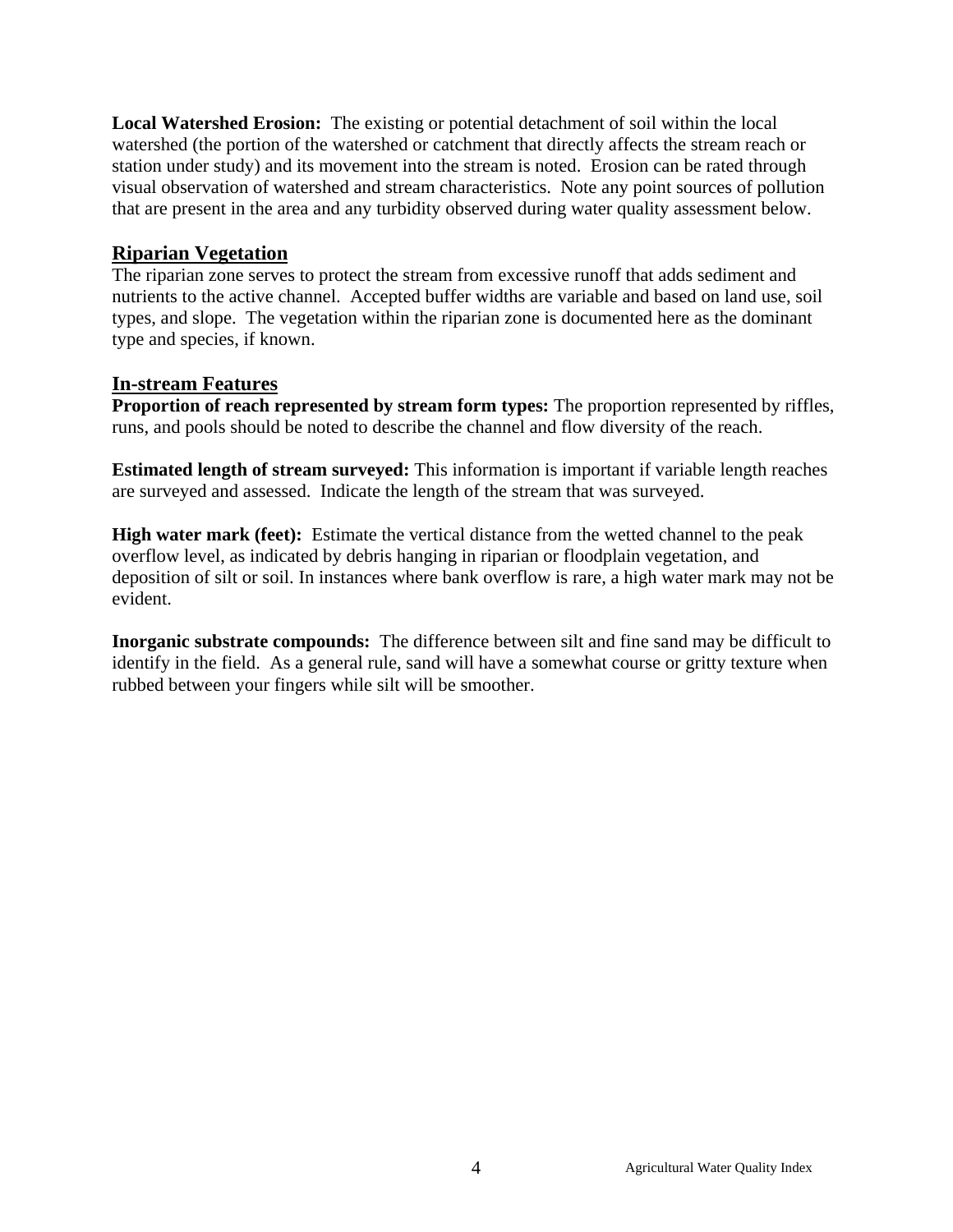**Local Watershed Erosion:** The existing or potential detachment of soil within the local watershed (the portion of the watershed or catchment that directly affects the stream reach or station under study) and its movement into the stream is noted. Erosion can be rated through visual observation of watershed and stream characteristics. Note any point sources of pollution that are present in the area and any turbidity observed during water quality assessment below.

## Riparian Vegetation

The riparian zone serves to protect the stream from excessive runoff that adds sediment and nutrients to the active channel. Accepted buffer widths are variable and based on land use, soil types, and slope. The vegetation within the riparian zone is documented here as the dominant type and species, if known.

## In-stream Features

**Proportion of reach represented by stream form types:** The proportion represented by riffles, runs, and pools should be noted to describe the channel and flow diversity of the reach.

**Estimated length of stream surveyed:** This information is important if variable length reaches are surveyed and assessed. Indicate the length of the stream that was surveyed.

**High water mark (feet):** Estimate the vertical distance from the wetted channel to the peak overflow level, as indicated by debris hanging in riparian or floodplain vegetation, and deposition of silt or soil. In instances where bank overflow is rare, a high water mark may not be evident.

**Inorganic substrate compounds:** The difference between silt and fine sand may be difficult to identify in the field. As a general rule, sand will have a somewhat course or gritty texture when rubbed between your fingers while silt will be smoother.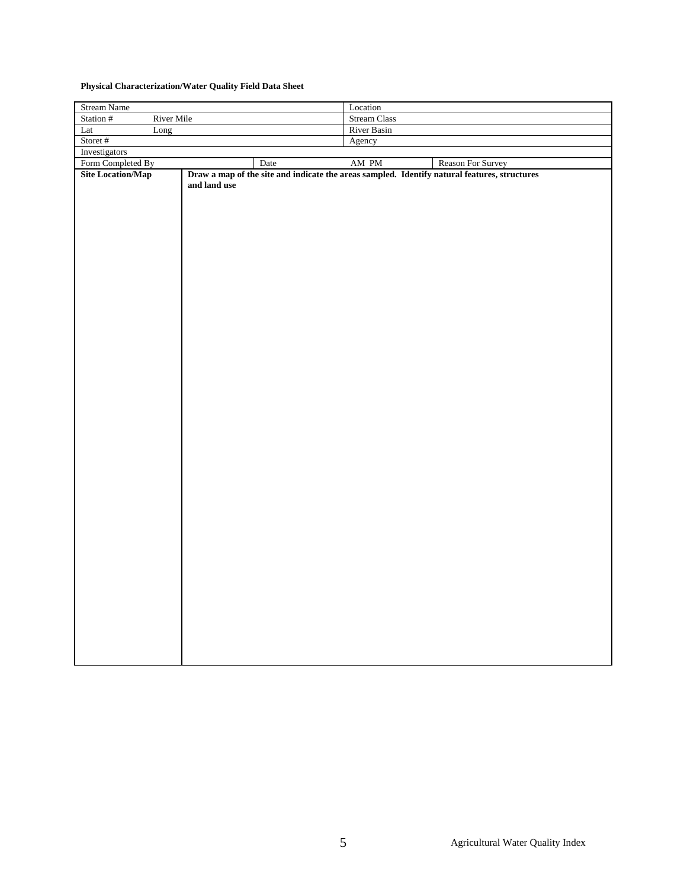**Physical Characterization/Water Quality Field Data Sheet**

| | | | | |
|---|---|---|---|---|
| Stream Name | | | Location | |
| Station # River Mile | | | Stream Class | |
| Lat Long | | | River Basin | |
| Storet # | | | Agency | |
| Investigators | | | | |
| Form Completed By | | Date | AM PM | Reason For Survey |
| **Site Location/Map** | **Draw a map of the site and indicate the areas sampled. Identify natural features, structures and land use** | | | |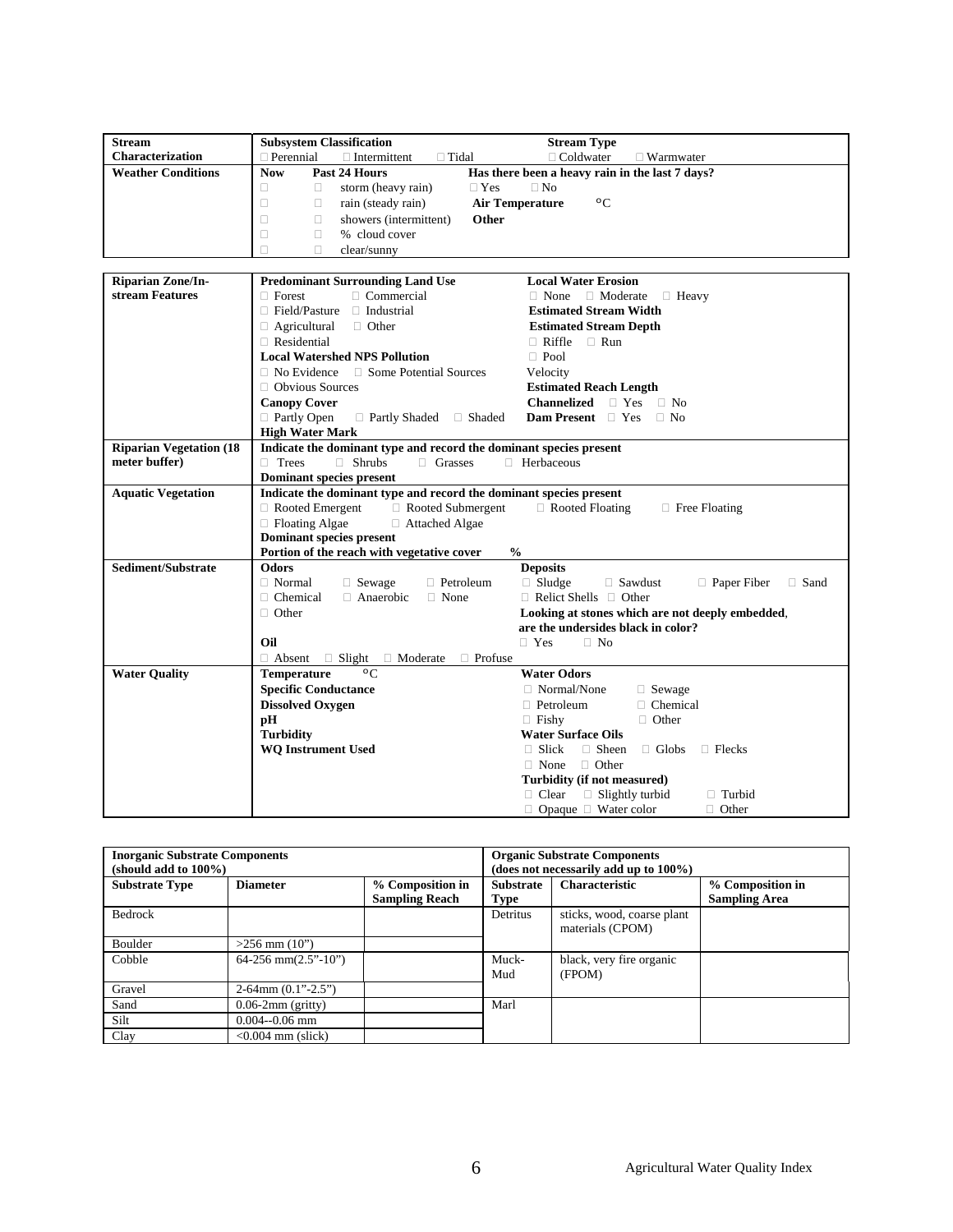| | | |
|---|---|---|
| **Stream Characterization** | **Subsystem Classification**<br>□ Perennial □ Intermittent □ Tidal | **Stream Type**<br>□ Coldwater □ Warmwater |
| **Weather Conditions** | **Now** **Past 24 Hours**<br>□ □ storm (heavy rain)<br>□ □ rain (steady rain)<br>□ □ showers (intermittent)<br>□ □ % cloud cover<br>□ □ clear/sunny | **Has there been a heavy rain in the last 7 days?**<br>□ Yes □ No<br>**Air Temperature** °C<br>**Other** |

| | | |
|---|---|---|
| **Riparian Zone/In-stream Features** | **Predominant Surrounding Land Use**<br>□ Forest □ Commercial<br>□ Field/Pasture □ Industrial<br>□ Agricultural □ Other<br>□ Residential<br>**Local Watershed NPS Pollution**<br>□ No Evidence □ Some Potential Sources<br>□ Obvious Sources<br>**Canopy Cover**<br>□ Partly Open □ Partly Shaded □ Shaded<br>**High Water Mark** | **Local Water Erosion**<br>□ None □ Moderate □ Heavy<br>**Estimated Stream Width**<br>**Estimated Stream Depth**<br>□ Riffle □ Run<br>□ Pool<br>Velocity<br>**Estimated Reach Length**<br>**Channelized** □ Yes □ No<br>**Dam Present** □ Yes □ No |
| **Riparian Vegetation (18 meter buffer)** | **Indicate the dominant type and record the dominant species present**<br>□ Trees □ Shrubs □ Grasses □ Herbaceous<br>**Dominant species present** | |
| **Aquatic Vegetation** | **Indicate the dominant type and record the dominant species present**<br>□ Rooted Emergent □ Rooted Submergent □ Rooted Floating □ Free Floating<br>□ Floating Algae □ Attached Algae<br>**Dominant species present**<br>**Portion of the reach with vegetative cover %** | |
| **Sediment/Substrate** | **Odors**<br>□ Normal □ Sewage □ Petroleum<br>□ Chemical □ Anaerobic □ None<br>□ Other<br>**Oil**<br>□ Absent □ Slight □ Moderate □ Profuse | **Deposits**<br>□ Sludge □ Sawdust □ Paper Fiber □ Sand<br>□ Relict Shells □ Other<br>**Looking at stones which are not deeply embedded, are the undersides black in color?**<br>□ Yes □ No |
| **Water Quality** | **Temperature** °C<br>**Specific Conductance**<br>**Dissolved Oxygen**<br>**pH**<br>**Turbidity**<br>**WQ Instrument Used** | **Water Odors**<br>□ Normal/None □ Sewage<br>□ Petroleum □ Chemical<br>□ Fishy □ Other<br>**Water Surface Oils**<br>□ Slick □ Sheen □ Globs □ Flecks<br>□ None □ Other<br>**Turbidity (if not measured)**<br>□ Clear □ Slightly turbid □ Turbid<br>□ Opaque □ Water color □ Other |

| **Inorganic Substrate Components (should add to 100%)** | | | **Organic Substrate Components (does not necessarily add up to 100%)** | | |
|---|---|---|---|---|---|
| **Substrate Type** | **Diameter** | **% Composition in Sampling Reach** | **Substrate Type** | **Characteristic** | **% Composition in Sampling Area** |
| Bedrock | | | Detritus | sticks, wood, coarse plant materials (CPOM) | |
| Boulder | >256 mm (10") | | | | |
| Cobble | 64-256 mm(2.5"-10") | | Muck-Mud | black, very fire organic (FPOM) | |
| Gravel | 2-64mm (0.1"-2.5") | | | | |
| Sand | 0.06-2mm (gritty) | | Marl | | |
| Silt | 0.004--0.06 mm | | | | |
| Clay | <0.004 mm (slick) | | | | |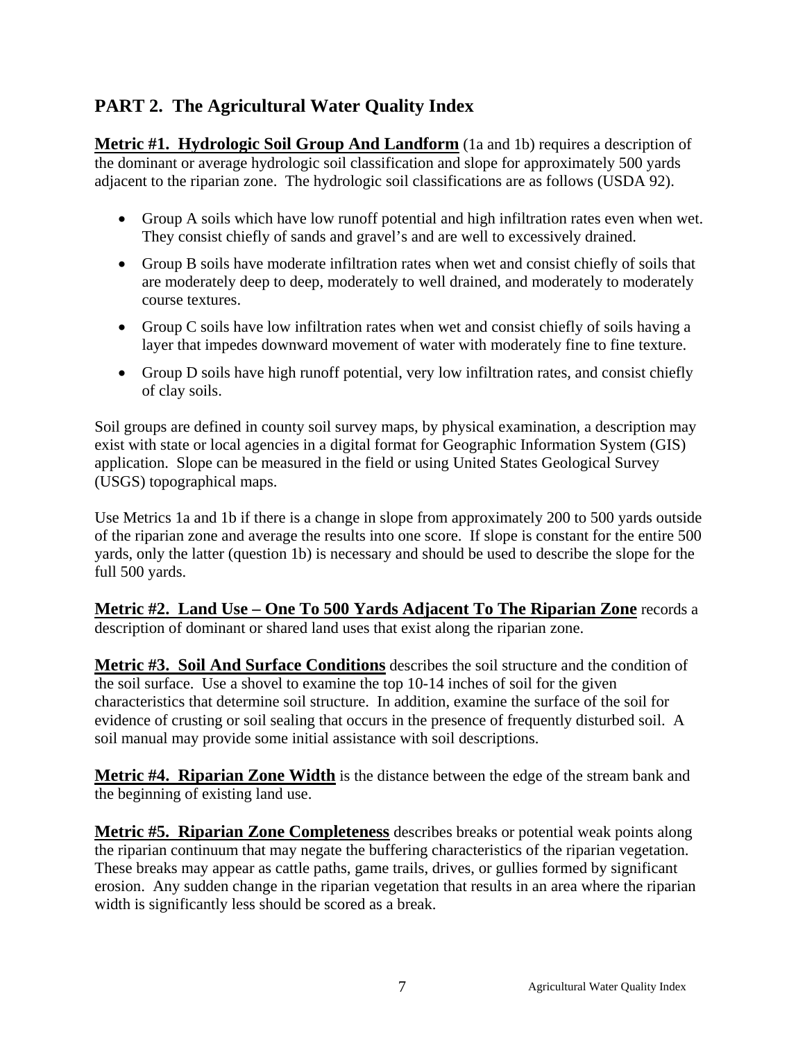## PART 2. The Agricultural Water Quality Index

**Metric #1. Hydrologic Soil Group And Landform** (1a and 1b) requires a description of the dominant or average hydrologic soil classification and slope for approximately 500 yards adjacent to the riparian zone. The hydrologic soil classifications are as follows (USDA 92).

- Group A soils which have low runoff potential and high infiltration rates even when wet. They consist chiefly of sands and gravel's and are well to excessively drained.
- Group B soils have moderate infiltration rates when wet and consist chiefly of soils that are moderately deep to deep, moderately to well drained, and moderately to moderately course textures.
- Group C soils have low infiltration rates when wet and consist chiefly of soils having a layer that impedes downward movement of water with moderately fine to fine texture.
- Group D soils have high runoff potential, very low infiltration rates, and consist chiefly of clay soils.

Soil groups are defined in county soil survey maps, by physical examination, a description may exist with state or local agencies in a digital format for Geographic Information System (GIS) application. Slope can be measured in the field or using United States Geological Survey (USGS) topographical maps.

Use Metrics 1a and 1b if there is a change in slope from approximately 200 to 500 yards outside of the riparian zone and average the results into one score. If slope is constant for the entire 500 yards, only the latter (question 1b) is necessary and should be used to describe the slope for the full 500 yards.

**Metric #2. Land Use – One To 500 Yards Adjacent To The Riparian Zone** records a description of dominant or shared land uses that exist along the riparian zone.

**Metric #3. Soil And Surface Conditions** describes the soil structure and the condition of the soil surface. Use a shovel to examine the top 10-14 inches of soil for the given characteristics that determine soil structure. In addition, examine the surface of the soil for evidence of crusting or soil sealing that occurs in the presence of frequently disturbed soil. A soil manual may provide some initial assistance with soil descriptions.

**Metric #4. Riparian Zone Width** is the distance between the edge of the stream bank and the beginning of existing land use.

**Metric #5. Riparian Zone Completeness** describes breaks or potential weak points along the riparian continuum that may negate the buffering characteristics of the riparian vegetation. These breaks may appear as cattle paths, game trails, drives, or gullies formed by significant erosion. Any sudden change in the riparian vegetation that results in an area where the riparian width is significantly less should be scored as a break.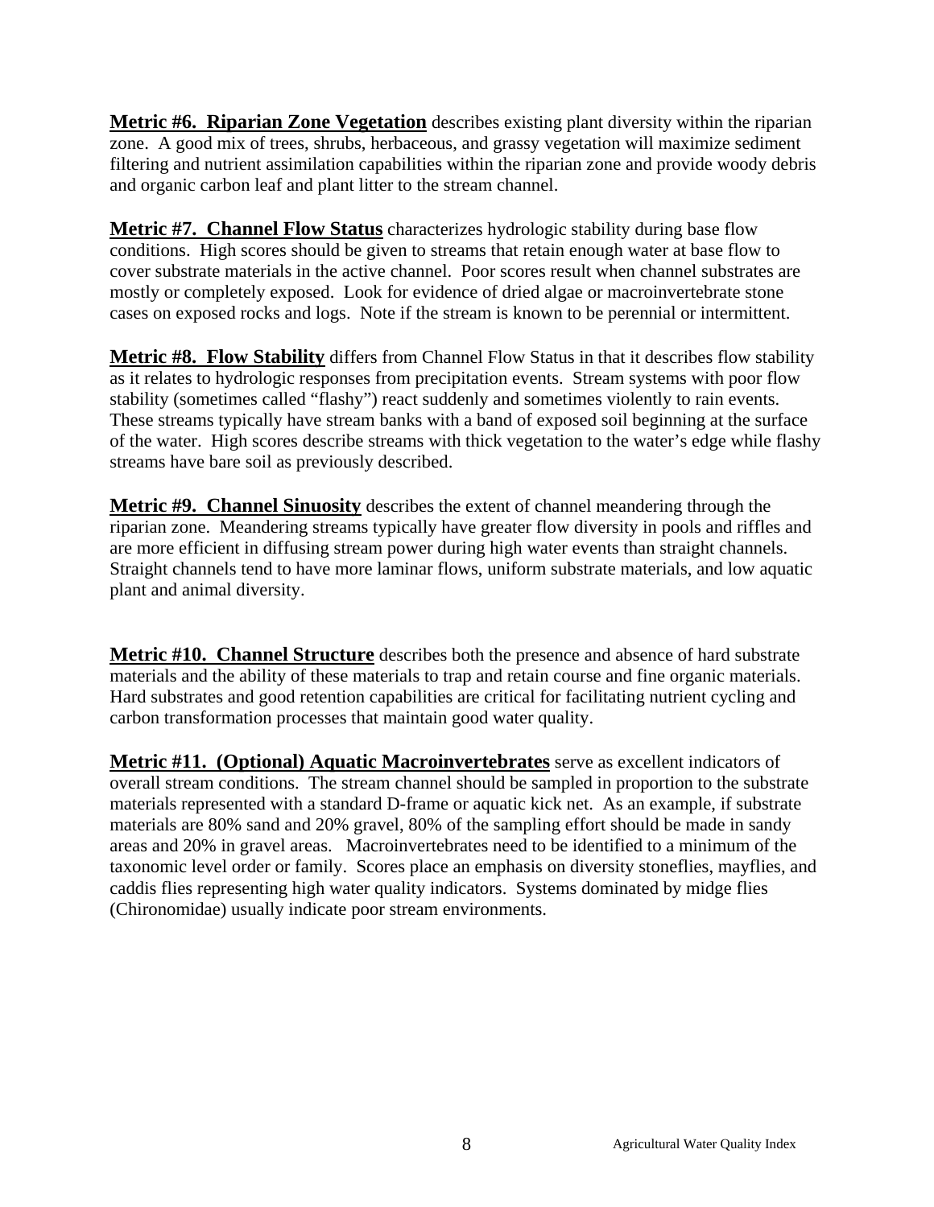**Metric #6. Riparian Zone Vegetation** describes existing plant diversity within the riparian zone. A good mix of trees, shrubs, herbaceous, and grassy vegetation will maximize sediment filtering and nutrient assimilation capabilities within the riparian zone and provide woody debris and organic carbon leaf and plant litter to the stream channel.

**Metric #7. Channel Flow Status** characterizes hydrologic stability during base flow conditions. High scores should be given to streams that retain enough water at base flow to cover substrate materials in the active channel. Poor scores result when channel substrates are mostly or completely exposed. Look for evidence of dried algae or macroinvertebrate stone cases on exposed rocks and logs. Note if the stream is known to be perennial or intermittent.

**Metric #8. Flow Stability** differs from Channel Flow Status in that it describes flow stability as it relates to hydrologic responses from precipitation events. Stream systems with poor flow stability (sometimes called "flashy") react suddenly and sometimes violently to rain events. These streams typically have stream banks with a band of exposed soil beginning at the surface of the water. High scores describe streams with thick vegetation to the water's edge while flashy streams have bare soil as previously described.

**Metric #9. Channel Sinuosity** describes the extent of channel meandering through the riparian zone. Meandering streams typically have greater flow diversity in pools and riffles and are more efficient in diffusing stream power during high water events than straight channels. Straight channels tend to have more laminar flows, uniform substrate materials, and low aquatic plant and animal diversity.

**Metric #10. Channel Structure** describes both the presence and absence of hard substrate materials and the ability of these materials to trap and retain course and fine organic materials. Hard substrates and good retention capabilities are critical for facilitating nutrient cycling and carbon transformation processes that maintain good water quality.

**Metric #11. (Optional) Aquatic Macroinvertebrates** serve as excellent indicators of overall stream conditions. The stream channel should be sampled in proportion to the substrate materials represented with a standard D-frame or aquatic kick net. As an example, if substrate materials are 80% sand and 20% gravel, 80% of the sampling effort should be made in sandy areas and 20% in gravel areas. Macroinvertebrates need to be identified to a minimum of the taxonomic level order or family. Scores place an emphasis on diversity stoneflies, mayflies, and caddis flies representing high water quality indicators. Systems dominated by midge flies (Chironomidae) usually indicate poor stream environments.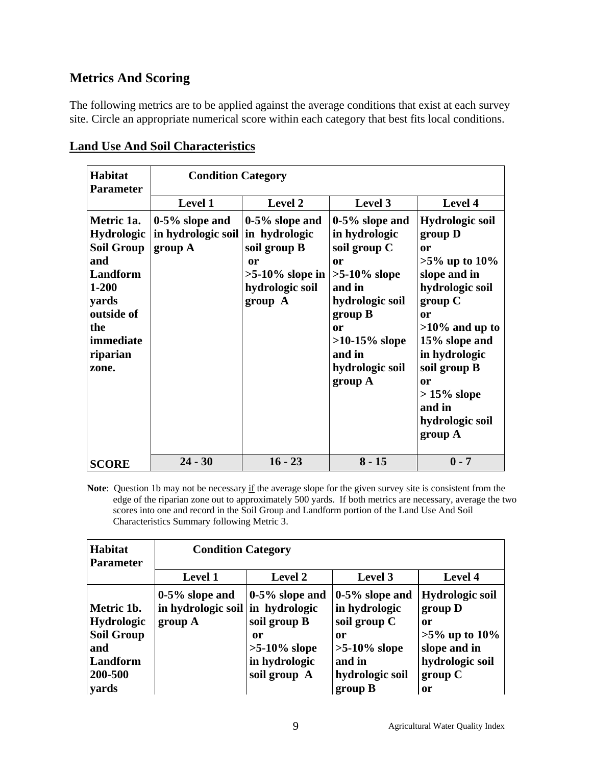## Metrics And Scoring

The following metrics are to be applied against the average conditions that exist at each survey site. Circle an appropriate numerical score within each category that best fits local conditions.

### Land Use And Soil Characteristics

| Habitat Parameter | Condition Category | | | |
|---|---|---|---|---|
| | **Level 1** | **Level 2** | **Level 3** | **Level 4** |
| **Metric 1a. Hydrologic Soil Group and Landform 1-200 yards outside of the immediate riparian zone.** | **0-5% slope and in hydrologic soil group A** | **0-5% slope and in hydrologic soil group B or >5-10% slope in hydrologic soil group A** | **0-5% slope and in hydrologic soil group C or >5-10% slope and in hydrologic soil group B or >10-15% slope and in hydrologic soil group A** | **Hydrologic soil group D or >5% up to 10% slope and in hydrologic soil group C or >10% and up to 15% slope and in hydrologic soil group B or > 15% slope and in hydrologic soil group A** |
| **SCORE** | **24 - 30** | **16 - 23** | **8 - 15** | **0 - 7** |

**Note**: Question 1b may not be necessary if the average slope for the given survey site is consistent from the edge of the riparian zone out to approximately 500 yards. If both metrics are necessary, average the two scores into one and record in the Soil Group and Landform portion of the Land Use And Soil Characteristics Summary following Metric 3.

| Habitat Parameter | Condition Category | | | |
|---|---|---|---|---|
| | **Level 1** | **Level 2** | **Level 3** | **Level 4** |
| **Metric 1b. Hydrologic Soil Group and Landform 200-500 yards** | **0-5% slope and in hydrologic soil group A** | **0-5% slope and in hydrologic soil group B or >5-10% slope in hydrologic soil group A** | **0-5% slope and in hydrologic soil group C or >5-10% slope and in hydrologic soil group B** | **Hydrologic soil group D or >5% up to 10% slope and in hydrologic soil group C or** |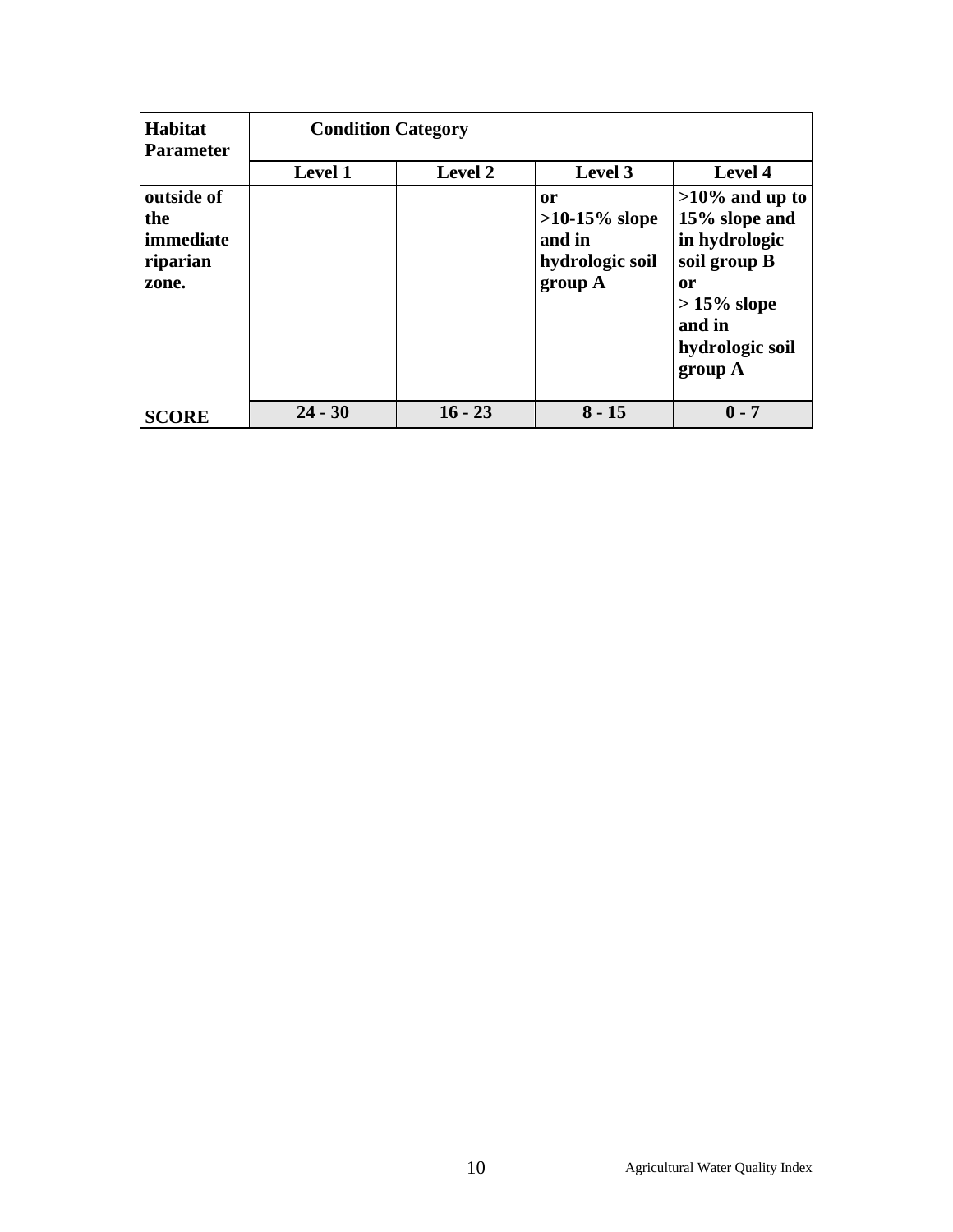| Habitat Parameter | Condition Category | | | |
|---|---|---|---|---|
| | **Level 1** | **Level 2** | **Level 3** | **Level 4** |
| **outside of the immediate riparian zone.** | | | **or >10-15% slope and in hydrologic soil group A** | **>10% and up to 15% slope and in hydrologic soil group B or > 15% slope and in hydrologic soil group A** |
| **SCORE** | **24 - 30** | **16 - 23** | **8 - 15** | **0 - 7** |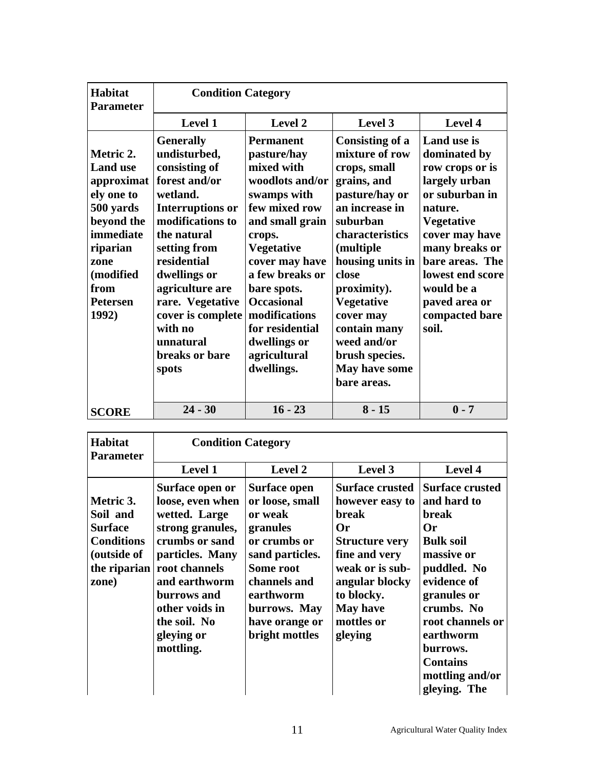| Habitat Parameter | Condition Category | | | |
|---|---|---|---|---|
| | **Level 1** | **Level 2** | **Level 3** | **Level 4** |
| **Metric 2. Land use approximately one to 500 yards beyond the immediate riparian zone (modified from Petersen 1992)** | **Generally undisturbed, consisting of forest and/or wetland. Interruptions or modifications to the natural setting from residential dwellings or agriculture are rare. Vegetative cover is complete with no unnatural breaks or bare spots** | **Permanent pasture/hay mixed with woodlots and/or swamps with few mixed row and small grain crops. Vegetative cover may have a few breaks or bare spots. Occasional modifications for residential dwellings or agricultural dwellings.** | **Consisting of a mixture of row crops, small grains, and pasture/hay or an increase in suburban characteristics (multiple housing units in close proximity). Vegetative cover may contain many weed and/or brush species. May have some bare areas.** | **Land use is dominated by row crops or is largely urban or suburban in nature. Vegetative cover may have many breaks or bare areas. The lowest end score would be a paved area or compacted bare soil.** |
| **SCORE** | **24 - 30** | **16 - 23** | **8 - 15** | **0 - 7** |

| Habitat Parameter | Condition Category | | | |
|---|---|---|---|---|
| | **Level 1** | **Level 2** | **Level 3** | **Level 4** |
| **Metric 3. Soil and Surface Conditions (outside of the riparian zone)** | **Surface open or loose, even when wetted. Large strong granules, crumbs or sand particles. Many root channels and earthworm burrows and other voids in the soil. No gleying or mottling.** | **Surface open or loose, small or weak granules or crumbs or sand particles. Some root channels and earthworm burrows. May have orange or bright mottles** | **Surface crusted however easy to break Or Structure very fine and very weak or is sub-angular blocky to blocky. May have mottles or gleying** | **Surface crusted and hard to break Or Bulk soil massive or puddled. No evidence of granules or crumbs. No root channels or earthworm burrows. Contains mottling and/or gleying. The** |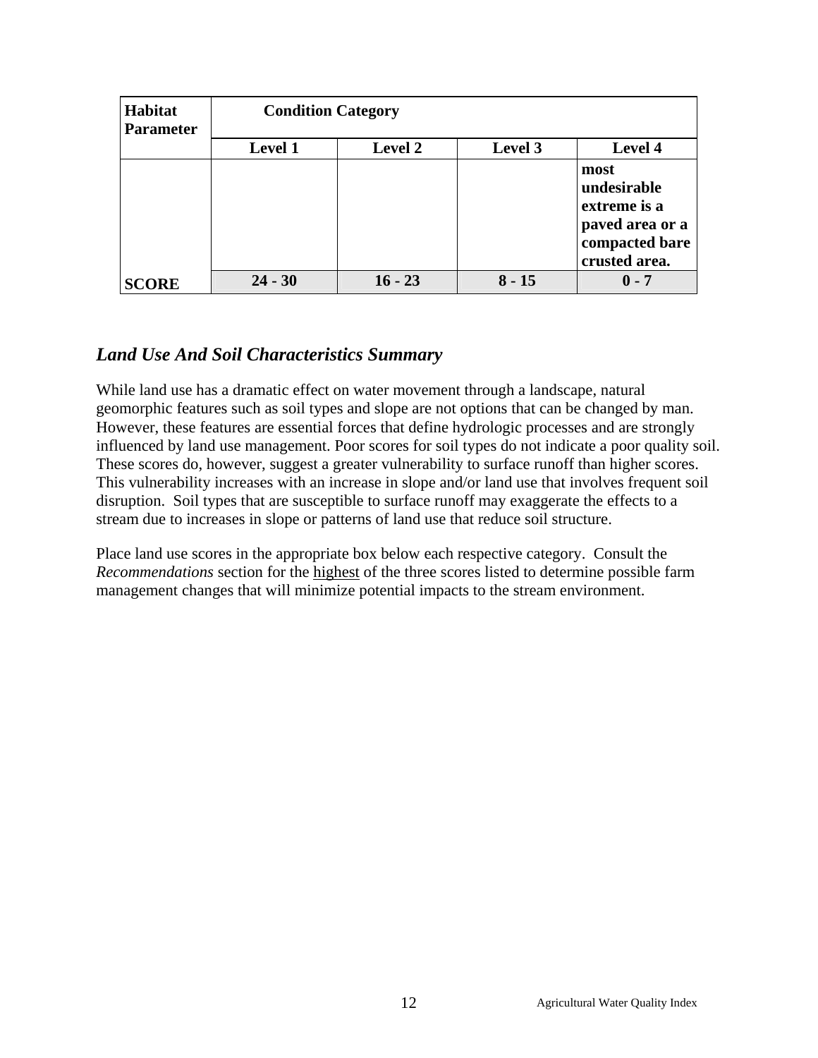| Habitat Parameter | Condition Category | | | |
|---|---|---|---|---|
| | **Level 1** | **Level 2** | **Level 3** | **Level 4** |
| | | | | **most undesirable extreme is a paved area or a compacted bare crusted area.** |
| **SCORE** | **24 - 30** | **16 - 23** | **8 - 15** | **0 - 7** |

## *Land Use And Soil Characteristics Summary*

While land use has a dramatic effect on water movement through a landscape, natural geomorphic features such as soil types and slope are not options that can be changed by man. However, these features are essential forces that define hydrologic processes and are strongly influenced by land use management. Poor scores for soil types do not indicate a poor quality soil. These scores do, however, suggest a greater vulnerability to surface runoff than higher scores. This vulnerability increases with an increase in slope and/or land use that involves frequent soil disruption. Soil types that are susceptible to surface runoff may exaggerate the effects to a stream due to increases in slope or patterns of land use that reduce soil structure.

Place land use scores in the appropriate box below each respective category. Consult the *Recommendations* section for the highest of the three scores listed to determine possible farm management changes that will minimize potential impacts to the stream environment.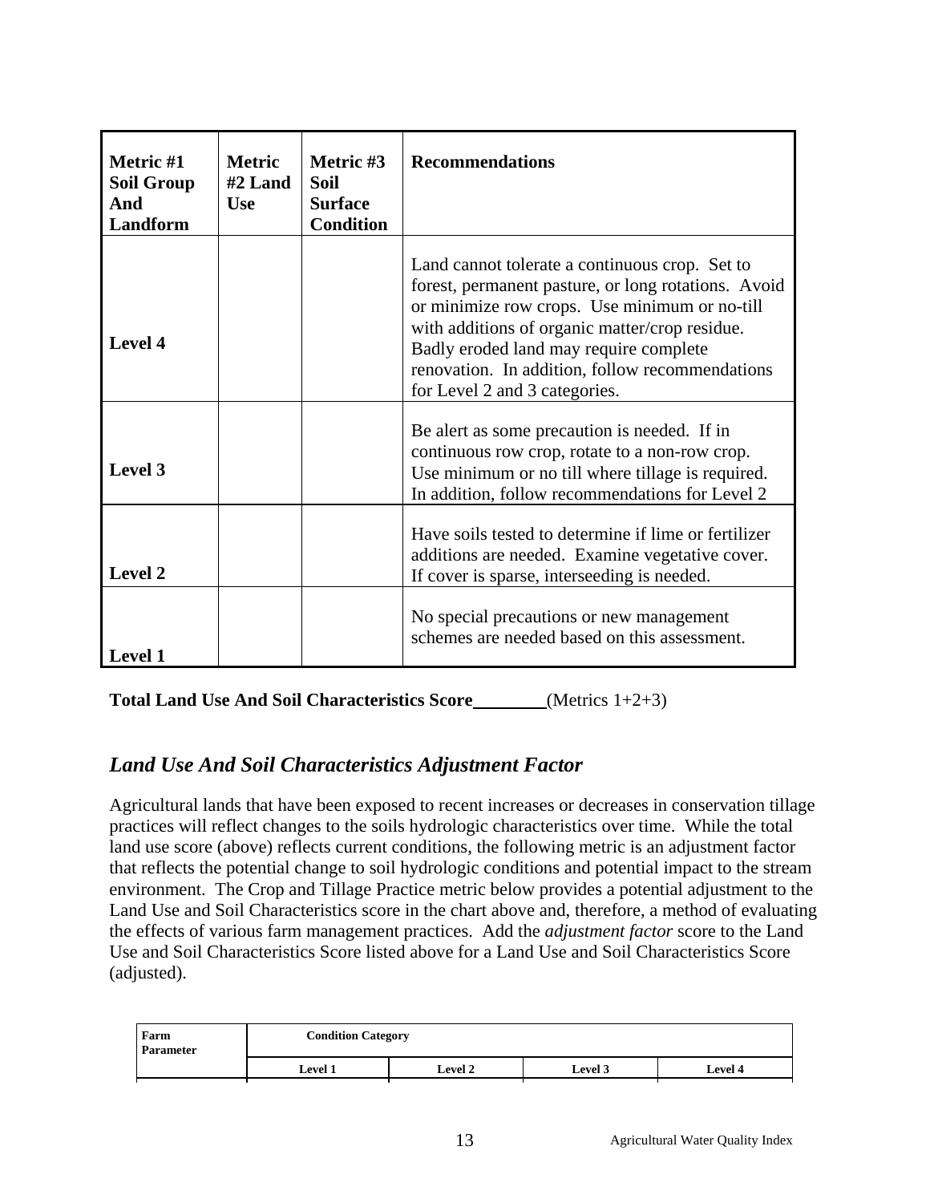| Metric #1 Soil Group And Landform | Metric #2 Land Use | Metric #3 Soil Surface Condition | Recommendations |
|---|---|---|---|
| **Level 4** | | | Land cannot tolerate a continuous crop. Set to forest, permanent pasture, or long rotations. Avoid or minimize row crops. Use minimum or no-till with additions of organic matter/crop residue. Badly eroded land may require complete renovation. In addition, follow recommendations for Level 2 and 3 categories. |
| **Level 3** | | | Be alert as some precaution is needed. If in continuous row crop, rotate to a non-row crop. Use minimum or no till where tillage is required. In addition, follow recommendations for Level 2 |
| **Level 2** | | | Have soils tested to determine if lime or fertilizer additions are needed. Examine vegetative cover. If cover is sparse, interseeding is needed. |
| **Level 1** | | | No special precautions or new management schemes are needed based on this assessment. |

**Total Land Use And Soil Characteristics Score**________(Metrics 1+2+3)

## *Land Use And Soil Characteristics Adjustment Factor*

Agricultural lands that have been exposed to recent increases or decreases in conservation tillage practices will reflect changes to the soils hydrologic characteristics over time. While the total land use score (above) reflects current conditions, the following metric is an adjustment factor that reflects the potential change to soil hydrologic conditions and potential impact to the stream environment. The Crop and Tillage Practice metric below provides a potential adjustment to the Land Use and Soil Characteristics score in the chart above and, therefore, a method of evaluating the effects of various farm management practices. Add the *adjustment factor* score to the Land Use and Soil Characteristics Score listed above for a Land Use and Soil Characteristics Score (adjusted).

| Farm Parameter | Condition Category | | | |
|---|---|---|---|---|
| | Level 1 | Level 2 | Level 3 | Level 4 |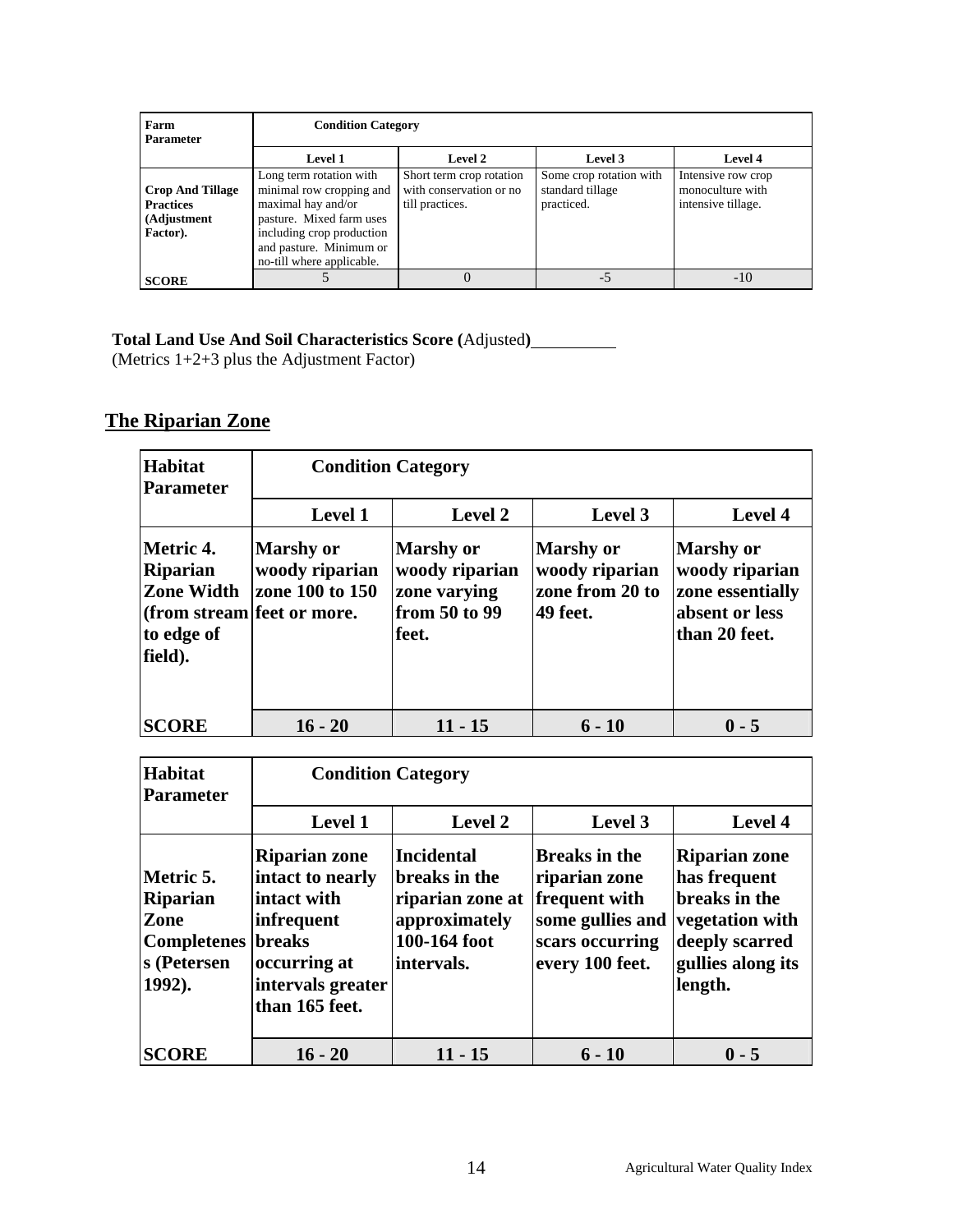| Farm Parameter | Condition Category | | | |
|---|---|---|---|---|
| | Level 1 | Level 2 | Level 3 | Level 4 |
| **Crop And Tillage Practices (Adjustment Factor).** | Long term rotation with minimal row cropping and maximal hay and/or pasture. Mixed farm uses including crop production and pasture. Minimum or no-till where applicable. | Short term crop rotation with conservation or no till practices. | Some crop rotation with standard tillage practiced. | Intensive row crop monoculture with intensive tillage. |
| **SCORE** | 5 | 0 | -5 | -10 |

**Total Land Use And Soil Characteristics Score (**Adjusted**)**__________
(Metrics 1+2+3 plus the Adjustment Factor)

## The Riparian Zone

| Habitat Parameter | Condition Category | | | |
|---|---|---|---|---|
| | Level 1 | Level 2 | Level 3 | Level 4 |
| **Metric 4. Riparian Zone Width (from stream to edge of field).** | **Marshy or woody riparian zone 100 to 150 feet or more.** | **Marshy or woody riparian zone varying from 50 to 99 feet.** | **Marshy or woody riparian zone from 20 to 49 feet.** | **Marshy or woody riparian zone essentially absent or less than 20 feet.** |
| **SCORE** | **16 - 20** | **11 - 15** | **6 - 10** | **0 - 5** |

| Habitat Parameter | Condition Category | | | |
|---|---|---|---|---|
| | Level 1 | Level 2 | Level 3 | Level 4 |
| **Metric 5. Riparian Zone Completeness (Petersen 1992).** | **Riparian zone intact to nearly intact with infrequent breaks occurring at intervals greater than 165 feet.** | **Incidental breaks in the riparian zone at approximately 100-164 foot intervals.** | **Breaks in the riparian zone frequent with some gullies and scars occurring every 100 feet.** | **Riparian zone has frequent breaks in the vegetation with deeply scarred gullies along its length.** |
| **SCORE** | **16 - 20** | **11 - 15** | **6 - 10** | **0 - 5** |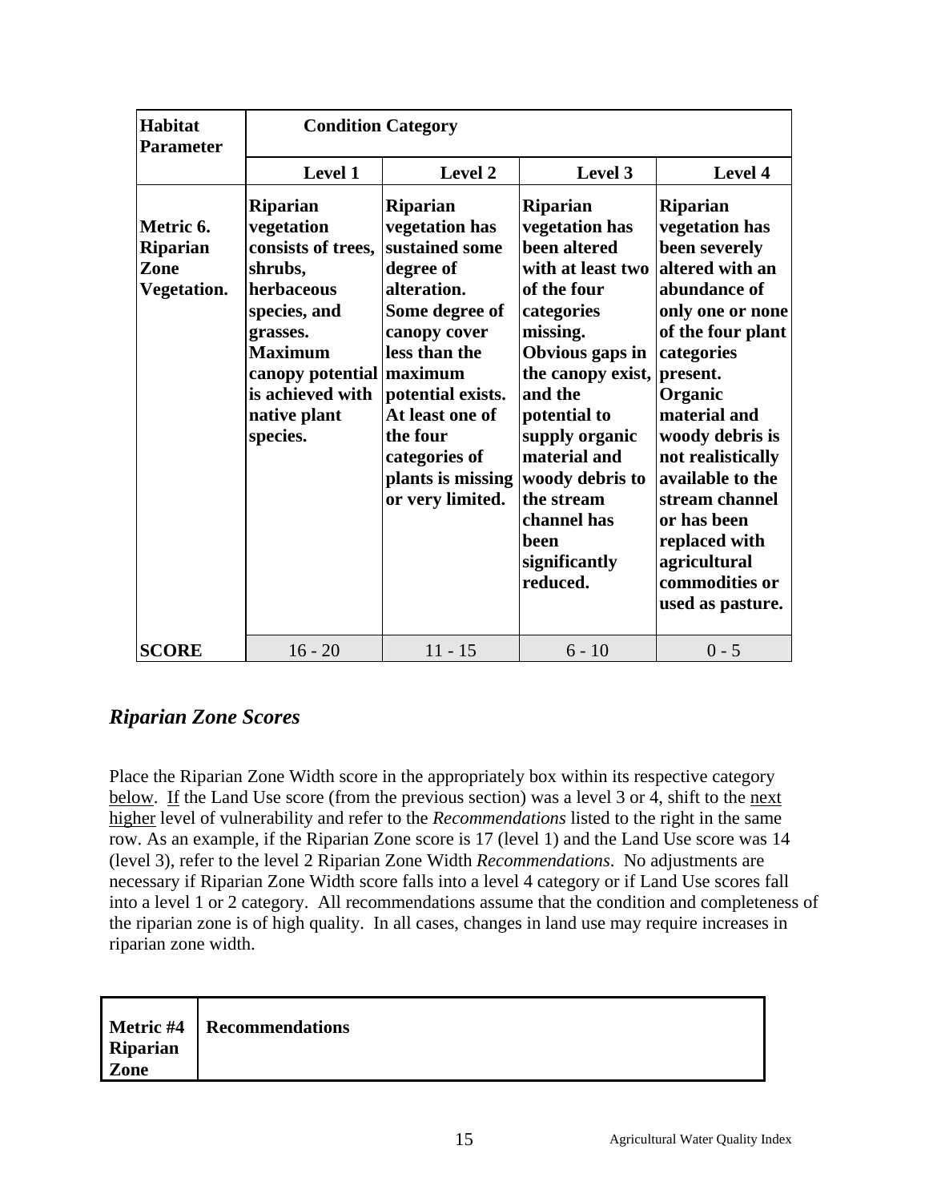| Habitat Parameter | Condition Category | | | |
|---|---|---|---|---|
| | **Level 1** | **Level 2** | **Level 3** | **Level 4** |
| **Metric 6. Riparian Zone Vegetation.** | **Riparian vegetation consists of trees, shrubs, herbaceous species, and grasses. Maximum canopy potential is achieved with native plant species.** | **Riparian vegetation has sustained some degree of alteration. Some degree of canopy cover less than the maximum potential exists. At least one of the four categories of plants is missing or very limited.** | **Riparian vegetation has been altered with at least two of the four categories missing. Obvious gaps in the canopy exist, and the potential to supply organic material and woody debris to the stream channel has been significantly reduced.** | **Riparian vegetation has been severely altered with an abundance of only one or none of the four plant categories present. Organic material and woody debris is not realistically available to the stream channel or has been replaced with agricultural commodities or used as pasture.** |
| **SCORE** | 16 - 20 | 11 - 15 | 6 - 10 | 0 - 5 |

## *Riparian Zone Scores*

Place the Riparian Zone Width score in the appropriately box within its respective category below. If the Land Use score (from the previous section) was a level 3 or 4, shift to the next higher level of vulnerability and refer to the *Recommendations* listed to the right in the same row. As an example, if the Riparian Zone score is 17 (level 1) and the Land Use score was 14 (level 3), refer to the level 2 Riparian Zone Width *Recommendations*. No adjustments are necessary if Riparian Zone Width score falls into a level 4 category or if Land Use scores fall into a level 1 or 2 category. All recommendations assume that the condition and completeness of the riparian zone is of high quality. In all cases, changes in land use may require increases in riparian zone width.

| Metric #4 Riparian Zone | Recommendations |
|---|---|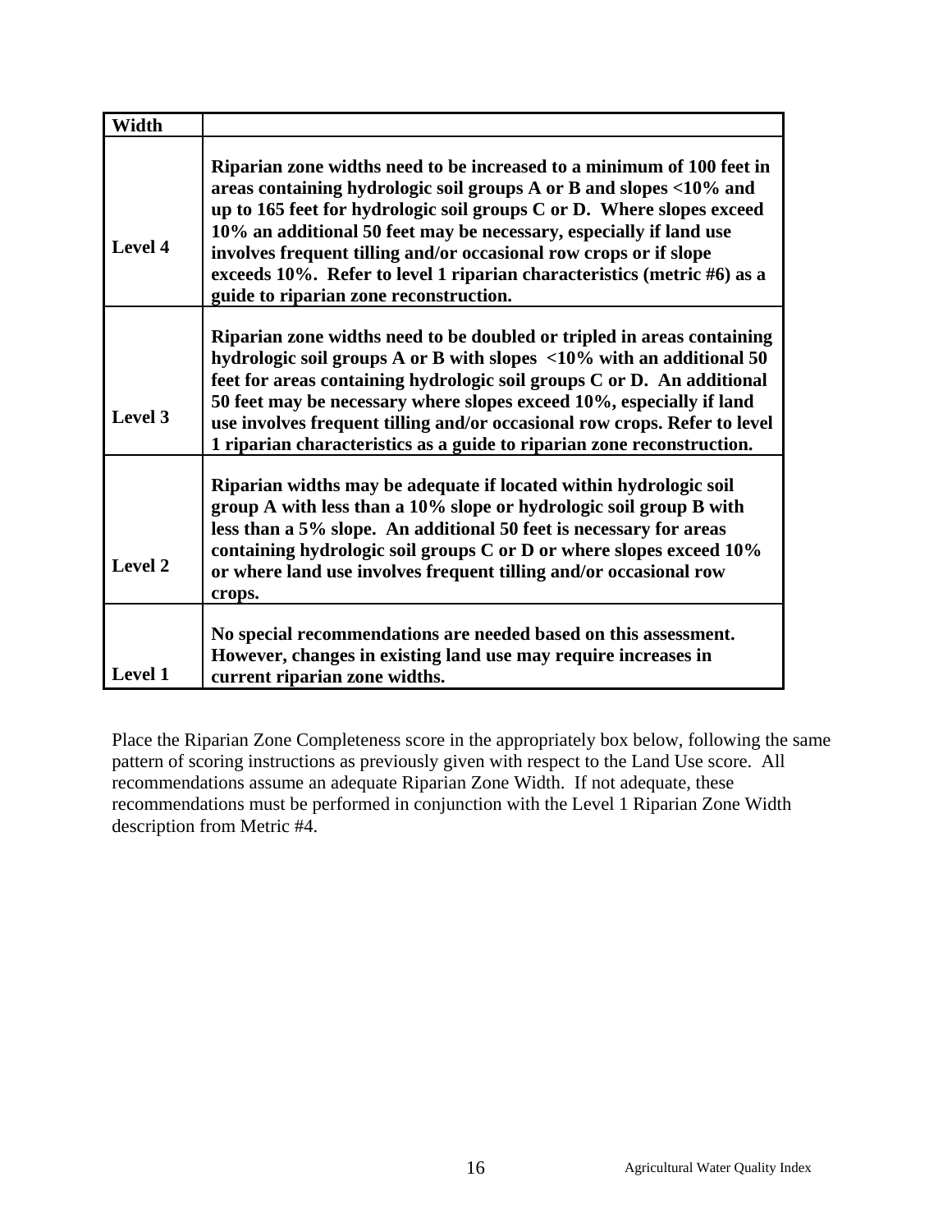| Width | |
|---|---|
| **Level 4** | **Riparian zone widths need to be increased to a minimum of 100 feet in areas containing hydrologic soil groups A or B and slopes <10% and up to 165 feet for hydrologic soil groups C or D. Where slopes exceed 10% an additional 50 feet may be necessary, especially if land use involves frequent tilling and/or occasional row crops or if slope exceeds 10%. Refer to level 1 riparian characteristics (metric #6) as a guide to riparian zone reconstruction.** |
| **Level 3** | **Riparian zone widths need to be doubled or tripled in areas containing hydrologic soil groups A or B with slopes <10% with an additional 50 feet for areas containing hydrologic soil groups C or D. An additional 50 feet may be necessary where slopes exceed 10%, especially if land use involves frequent tilling and/or occasional row crops. Refer to level 1 riparian characteristics as a guide to riparian zone reconstruction.** |
| **Level 2** | **Riparian widths may be adequate if located within hydrologic soil group A with less than a 10% slope or hydrologic soil group B with less than a 5% slope. An additional 50 feet is necessary for areas containing hydrologic soil groups C or D or where slopes exceed 10% or where land use involves frequent tilling and/or occasional row crops.** |
| **Level 1** | **No special recommendations are needed based on this assessment. However, changes in existing land use may require increases in current riparian zone widths.** |

Place the Riparian Zone Completeness score in the appropriately box below, following the same pattern of scoring instructions as previously given with respect to the Land Use score. All recommendations assume an adequate Riparian Zone Width. If not adequate, these recommendations must be performed in conjunction with the Level 1 Riparian Zone Width description from Metric #4.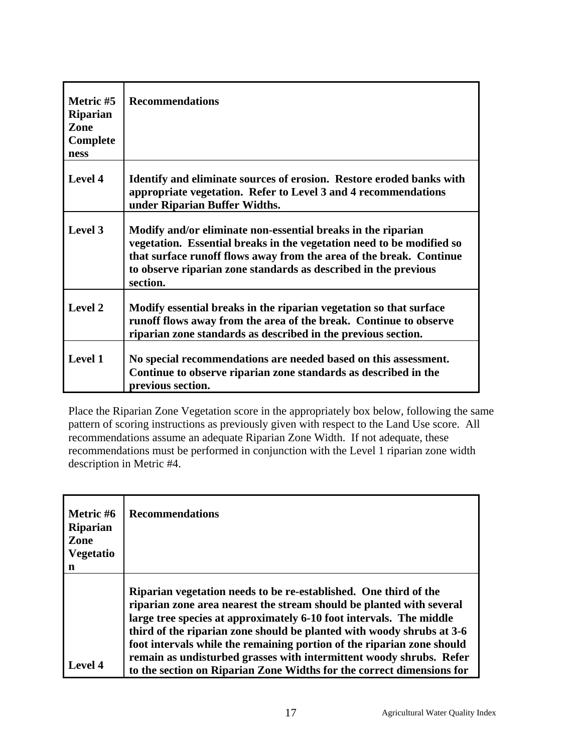| **Metric #5 Riparian Zone Completeness** | **Recommendations** |
|---|---|
| **Level 4** | **Identify and eliminate sources of erosion. Restore eroded banks with appropriate vegetation. Refer to Level 3 and 4 recommendations under Riparian Buffer Widths.** |
| **Level 3** | **Modify and/or eliminate non-essential breaks in the riparian vegetation. Essential breaks in the vegetation need to be modified so that surface runoff flows away from the area of the break. Continue to observe riparian zone standards as described in the previous section.** |
| **Level 2** | **Modify essential breaks in the riparian vegetation so that surface runoff flows away from the area of the break. Continue to observe riparian zone standards as described in the previous section.** |
| **Level 1** | **No special recommendations are needed based on this assessment. Continue to observe riparian zone standards as described in the previous section.** |

Place the Riparian Zone Vegetation score in the appropriately box below, following the same pattern of scoring instructions as previously given with respect to the Land Use score. All recommendations assume an adequate Riparian Zone Width. If not adequate, these recommendations must be performed in conjunction with the Level 1 riparian zone width description in Metric #4.

| **Metric #6 Riparian Zone Vegetation** | **Recommendations** |
|---|---|
| **Level 4** | **Riparian vegetation needs to be re-established. One third of the riparian zone area nearest the stream should be planted with several large tree species at approximately 6-10 foot intervals. The middle third of the riparian zone should be planted with woody shrubs at 3-6 foot intervals while the remaining portion of the riparian zone should remain as undisturbed grasses with intermittent woody shrubs. Refer to the section on Riparian Zone Widths for the correct dimensions for** |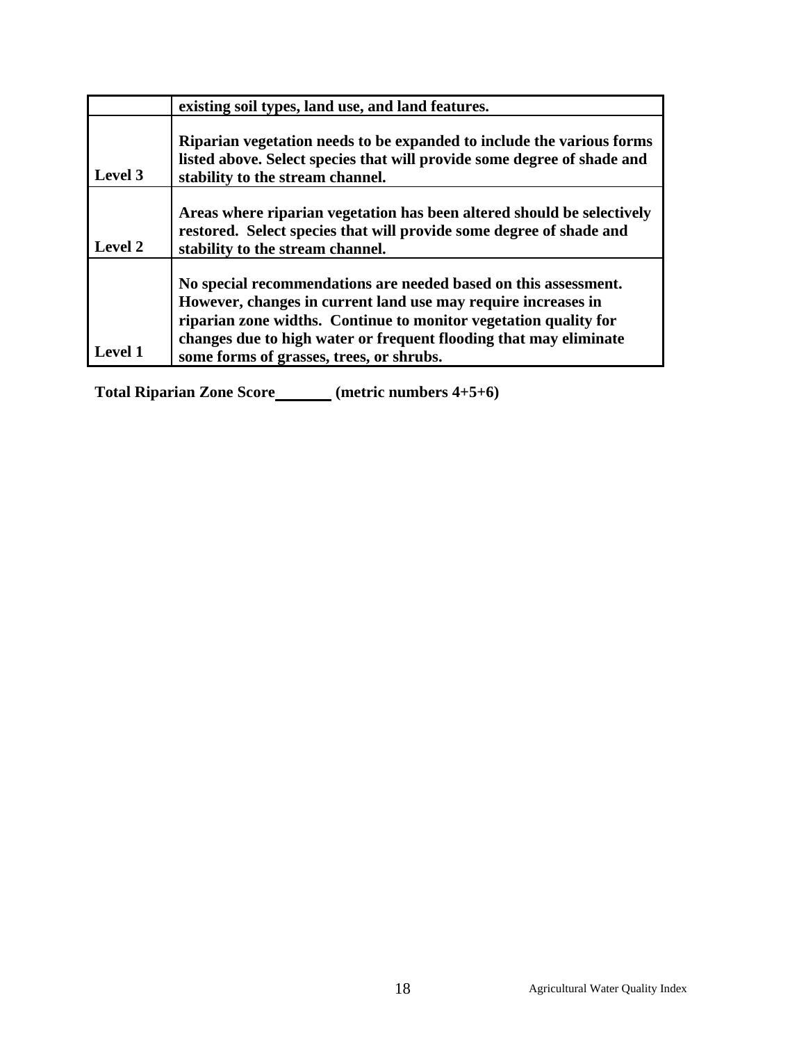| | |
|---|---|
| | **existing soil types, land use, and land features.** |
| **Level 3** | **Riparian vegetation needs to be expanded to include the various forms listed above. Select species that will provide some degree of shade and stability to the stream channel.** |
| **Level 2** | **Areas where riparian vegetation has been altered should be selectively restored. Select species that will provide some degree of shade and stability to the stream channel.** |
| **Level 1** | **No special recommendations are needed based on this assessment. However, changes in current land use may require increases in riparian zone widths. Continue to monitor vegetation quality for changes due to high water or frequent flooding that may eliminate some forms of grasses, trees, or shrubs.** |

**Total Riparian Zone Score_______ (metric numbers 4+5+6)**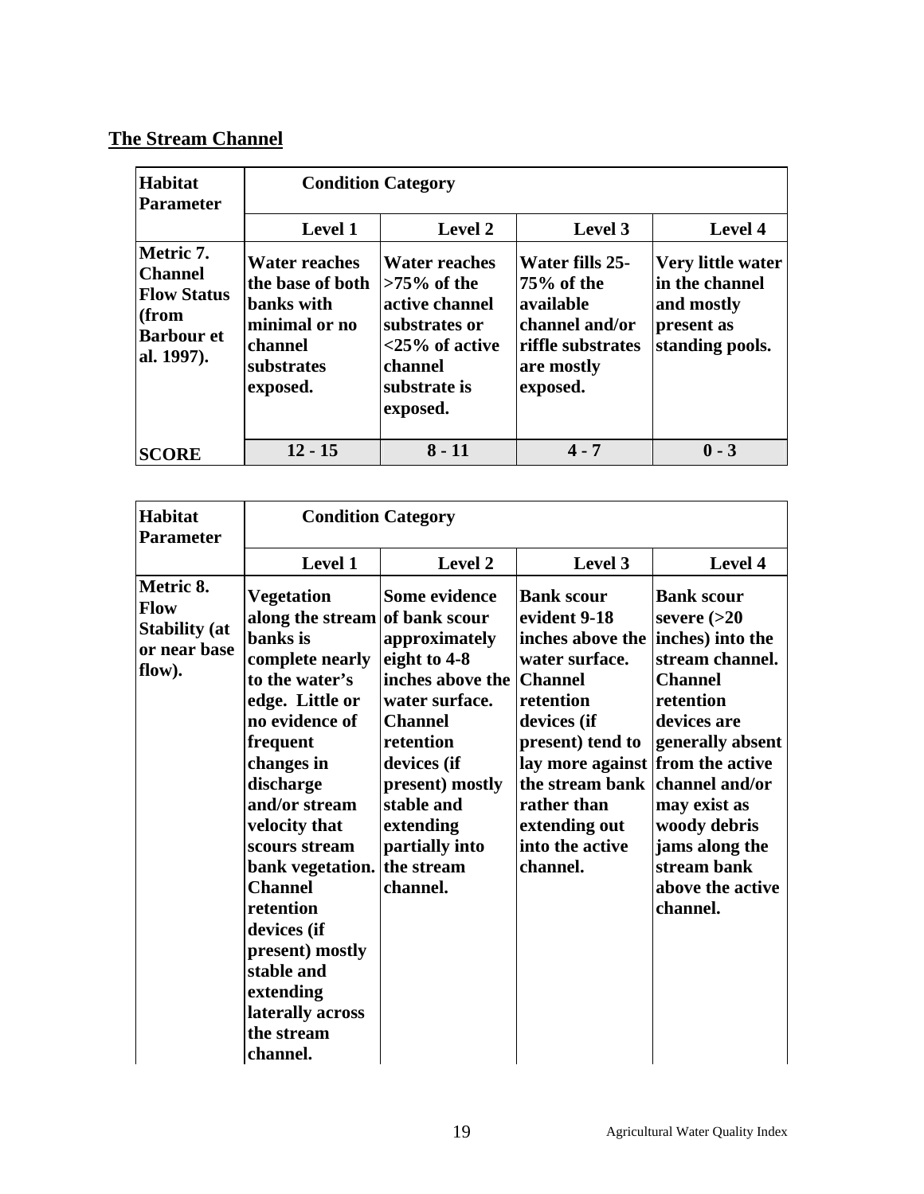## The Stream Channel

| Habitat Parameter | Condition Category | | | |
|---|---|---|---|---|
| | Level 1 | Level 2 | Level 3 | Level 4 |
| **Metric 7. Channel Flow Status (from Barbour et al. 1997).** | **Water reaches the base of both banks with minimal or no channel substrates exposed.** | **Water reaches >75% of the active channel substrates or <25% of active channel substrate is exposed.** | **Water fills 25-75% of the available channel and/or riffle substrates are mostly exposed.** | **Very little water in the channel and mostly present as standing pools.** |
| **SCORE** | **12 - 15** | **8 - 11** | **4 - 7** | **0 - 3** |

| Habitat Parameter | Condition Category | | | |
|---|---|---|---|---|
| | Level 1 | Level 2 | Level 3 | Level 4 |
| **Metric 8. Flow Stability (at or near base flow).** | **Vegetation along the stream banks is complete nearly to the water's edge. Little or no evidence of frequent changes in discharge and/or stream velocity that scours stream bank vegetation. Channel retention devices (if present) mostly stable and extending laterally across the stream channel.** | **Some evidence of bank scour approximately eight to 4-8 inches above the water surface. Channel retention devices (if present) mostly stable and extending partially into the stream channel.** | **Bank scour evident 9-18 inches above the water surface. Channel retention devices (if present) tend to lay more against the stream bank rather than extending out into the active channel.** | **Bank scour severe (>20 inches) into the stream channel. Channel retention devices are generally absent from the active channel and/or may exist as woody debris jams along the stream bank above the active channel.** |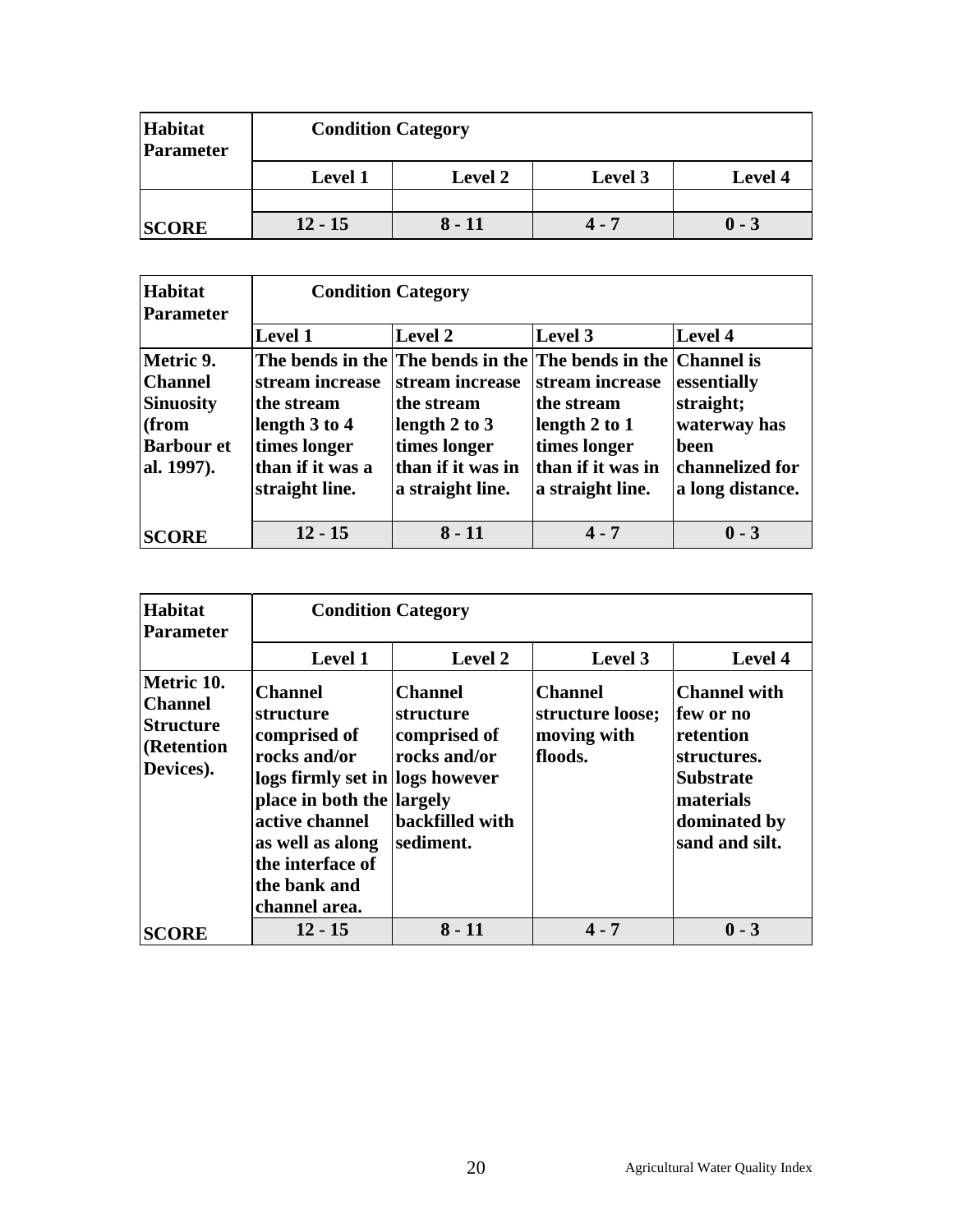| Habitat Parameter | Condition Category | | | |
|---|---|---|---|---|
| | Level 1 | Level 2 | Level 3 | Level 4 |
| | | | | |
| SCORE | 12 - 15 | 8 - 11 | 4 - 7 | 0 - 3 |

| Habitat Parameter | Condition Category | | | |
|---|---|---|---|---|
| | Level 1 | Level 2 | Level 3 | Level 4 |
| Metric 9. Channel Sinuosity (from Barbour et al. 1997). | The bends in the stream increase the stream length 3 to 4 times longer than if it was a straight line. | The bends in the stream increase the stream length 2 to 3 times longer than if it was in a straight line. | The bends in the stream increase the stream length 2 to 1 times longer than if it was in a straight line. | Channel is essentially straight; waterway has been channelized for a long distance. |
| SCORE | 12 - 15 | 8 - 11 | 4 - 7 | 0 - 3 |

| Habitat Parameter | Condition Category | | | |
|---|---|---|---|---|
| | Level 1 | Level 2 | Level 3 | Level 4 |
| Metric 10. Channel Structure (Retention Devices). | Channel structure comprised of rocks and/or logs firmly set in place in both the active channel as well as along the interface of the bank and channel area. | Channel structure comprised of rocks and/or logs however largely backfilled with sediment. | Channel structure loose; moving with floods. | Channel with few or no retention structures. Substrate materials dominated by sand and silt. |
| SCORE | 12 - 15 | 8 - 11 | 4 - 7 | 0 - 3 |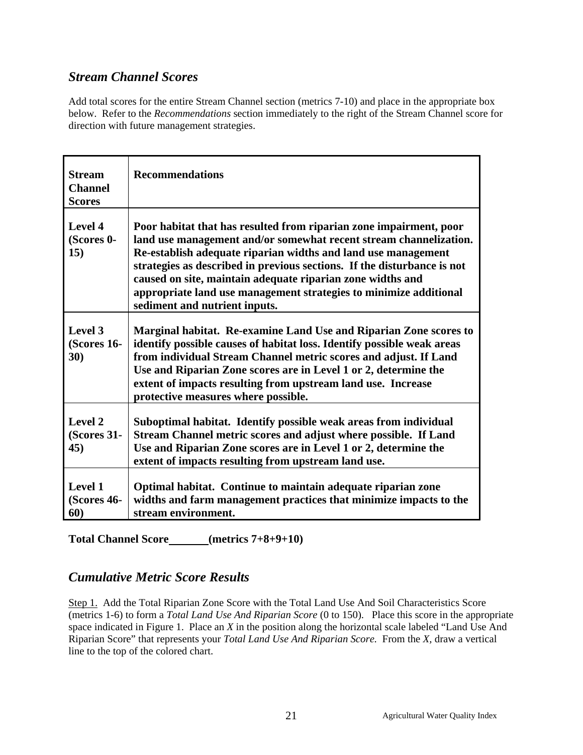## *Stream Channel Scores*

Add total scores for the entire Stream Channel section (metrics 7-10) and place in the appropriate box below. Refer to the *Recommendations* section immediately to the right of the Stream Channel score for direction with future management strategies.

| **Stream Channel Scores** | **Recommendations** |
|---|---|
| **Level 4 (Scores 0-15)** | **Poor habitat that has resulted from riparian zone impairment, poor land use management and/or somewhat recent stream channelization. Re-establish adequate riparian widths and land use management strategies as described in previous sections. If the disturbance is not caused on site, maintain adequate riparian zone widths and appropriate land use management strategies to minimize additional sediment and nutrient inputs.** |
| **Level 3 (Scores 16-30)** | **Marginal habitat. Re-examine Land Use and Riparian Zone scores to identify possible causes of habitat loss. Identify possible weak areas from individual Stream Channel metric scores and adjust. If Land Use and Riparian Zone scores are in Level 1 or 2, determine the extent of impacts resulting from upstream land use. Increase protective measures where possible.** |
| **Level 2 (Scores 31-45)** | **Suboptimal habitat. Identify possible weak areas from individual Stream Channel metric scores and adjust where possible. If Land Use and Riparian Zone scores are in Level 1 or 2, determine the extent of impacts resulting from upstream land use.** |
| **Level 1 (Scores 46-60)** | **Optimal habitat. Continue to maintain adequate riparian zone widths and farm management practices that minimize impacts to the stream environment.** |

**Total Channel Score\_\_\_\_\_\_\_(metrics 7+8+9+10)**

## *Cumulative Metric Score Results*

Step 1. Add the Total Riparian Zone Score with the Total Land Use And Soil Characteristics Score (metrics 1-6) to form a *Total Land Use And Riparian Score* (0 to 150). Place this score in the appropriate space indicated in Figure 1. Place an *X* in the position along the horizontal scale labeled "Land Use And Riparian Score" that represents your *Total Land Use And Riparian Score.* From the *X,* draw a vertical line to the top of the colored chart.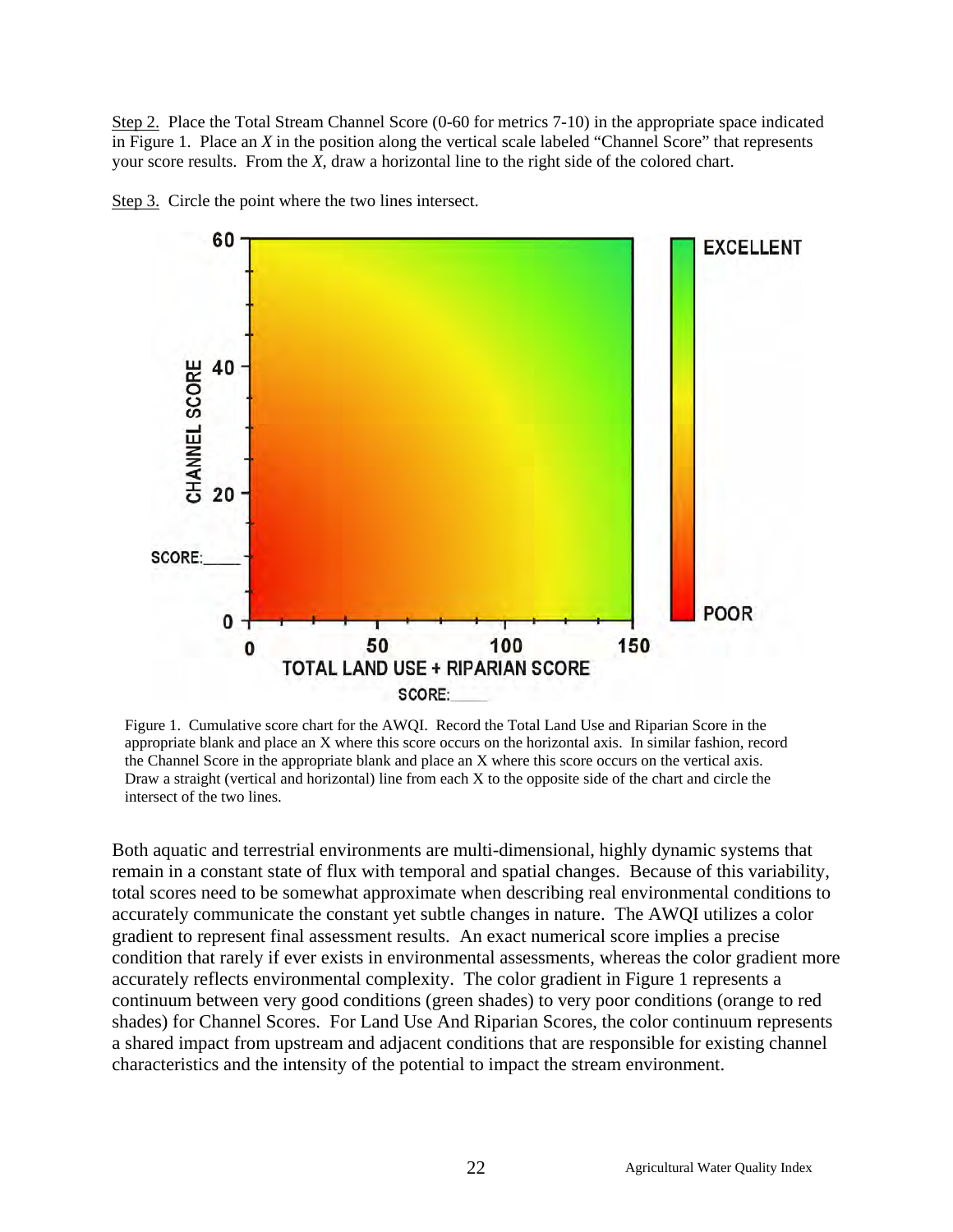Step 2. Place the Total Stream Channel Score (0-60 for metrics 7-10) in the appropriate space indicated in Figure 1. Place an *X* in the position along the vertical scale labeled "Channel Score" that represents your score results. From the *X*, draw a horizontal line to the right side of the colored chart.

Step 3. Circle the point where the two lines intersect.

60
40
20
0
CHANNEL SCORE
SCORE:____
0
50
100
150
TOTAL LAND USE + RIPARIAN SCORE
SCORE:____
EXCELLENT
POOR

Figure 1. Cumulative score chart for the AWQI. Record the Total Land Use and Riparian Score in the appropriate blank and place an X where this score occurs on the horizontal axis. In similar fashion, record the Channel Score in the appropriate blank and place an X where this score occurs on the vertical axis. Draw a straight (vertical and horizontal) line from each X to the opposite side of the chart and circle the intersect of the two lines.

Both aquatic and terrestrial environments are multi-dimensional, highly dynamic systems that remain in a constant state of flux with temporal and spatial changes. Because of this variability, total scores need to be somewhat approximate when describing real environmental conditions to accurately communicate the constant yet subtle changes in nature. The AWQI utilizes a color gradient to represent final assessment results. An exact numerical score implies a precise condition that rarely if ever exists in environmental assessments, whereas the color gradient more accurately reflects environmental complexity. The color gradient in Figure 1 represents a continuum between very good conditions (green shades) to very poor conditions (orange to red shades) for Channel Scores. For Land Use And Riparian Scores, the color continuum represents a shared impact from upstream and adjacent conditions that are responsible for existing channel characteristics and the intensity of the potential to impact the stream environment.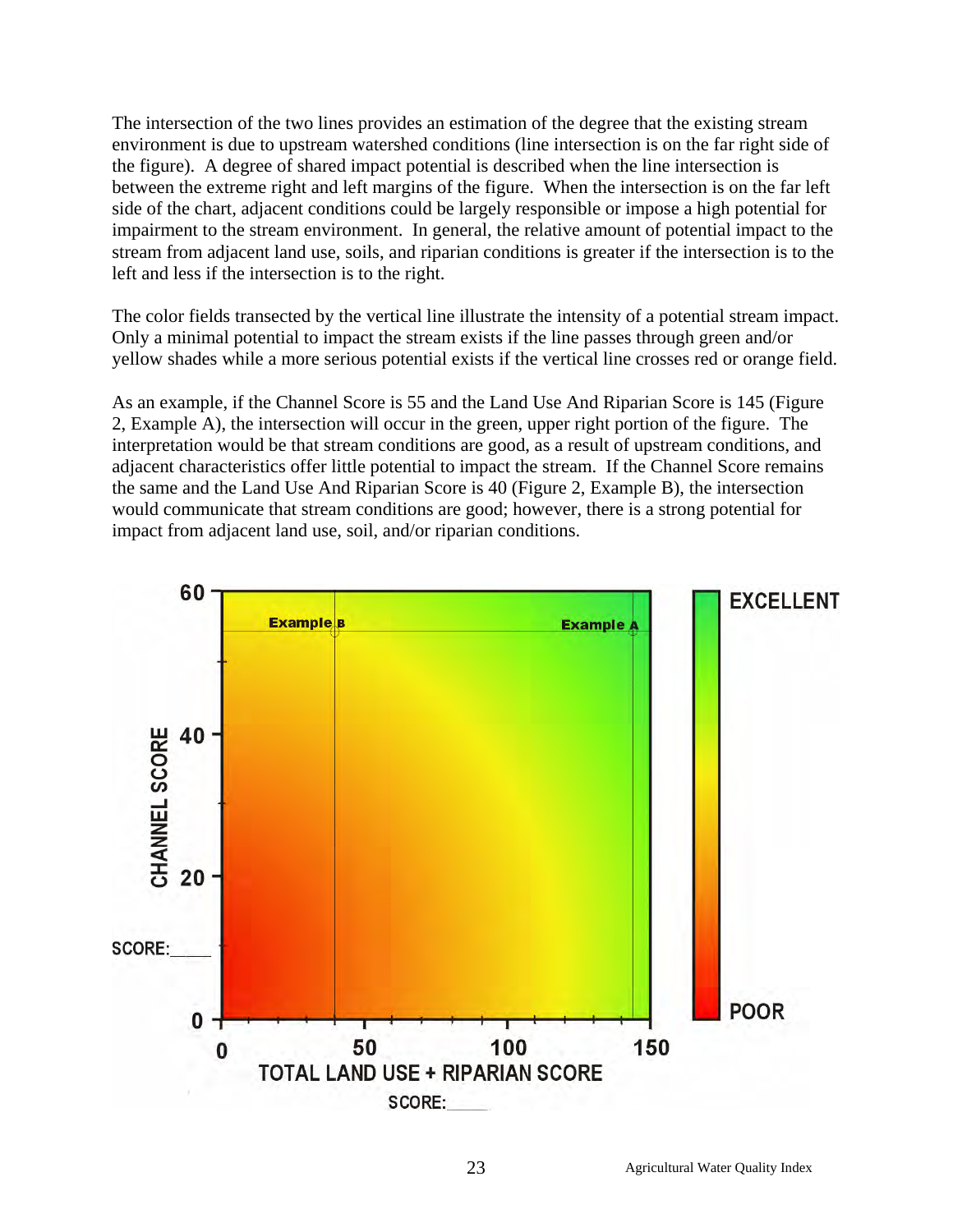The intersection of the two lines provides an estimation of the degree that the existing stream environment is due to upstream watershed conditions (line intersection is on the far right side of the figure). A degree of shared impact potential is described when the line intersection is between the extreme right and left margins of the figure. When the intersection is on the far left side of the chart, adjacent conditions could be largely responsible or impose a high potential for impairment to the stream environment. In general, the relative amount of potential impact to the stream from adjacent land use, soils, and riparian conditions is greater if the intersection is to the left and less if the intersection is to the right.

The color fields transected by the vertical line illustrate the intensity of a potential stream impact. Only a minimal potential to impact the stream exists if the line passes through green and/or yellow shades while a more serious potential exists if the vertical line crosses red or orange field.

As an example, if the Channel Score is 55 and the Land Use And Riparian Score is 145 (Figure 2, Example A), the intersection will occur in the green, upper right portion of the figure. The interpretation would be that stream conditions are good, as a result of upstream conditions, and adjacent characteristics offer little potential to impact the stream. If the Channel Score remains the same and the Land Use And Riparian Score is 40 (Figure 2, Example B), the intersection would communicate that stream conditions are good; however, there is a strong potential for impact from adjacent land use, soil, and/or riparian conditions.

CHANNEL SCORE: 0, 20, 40, 60

SCORE:\_\_\_\_\_

Example B Example A

EXCELLENT

POOR

0 50 100 150

TOTAL LAND USE + RIPARIAN SCORE

SCORE:\_\_\_\_\_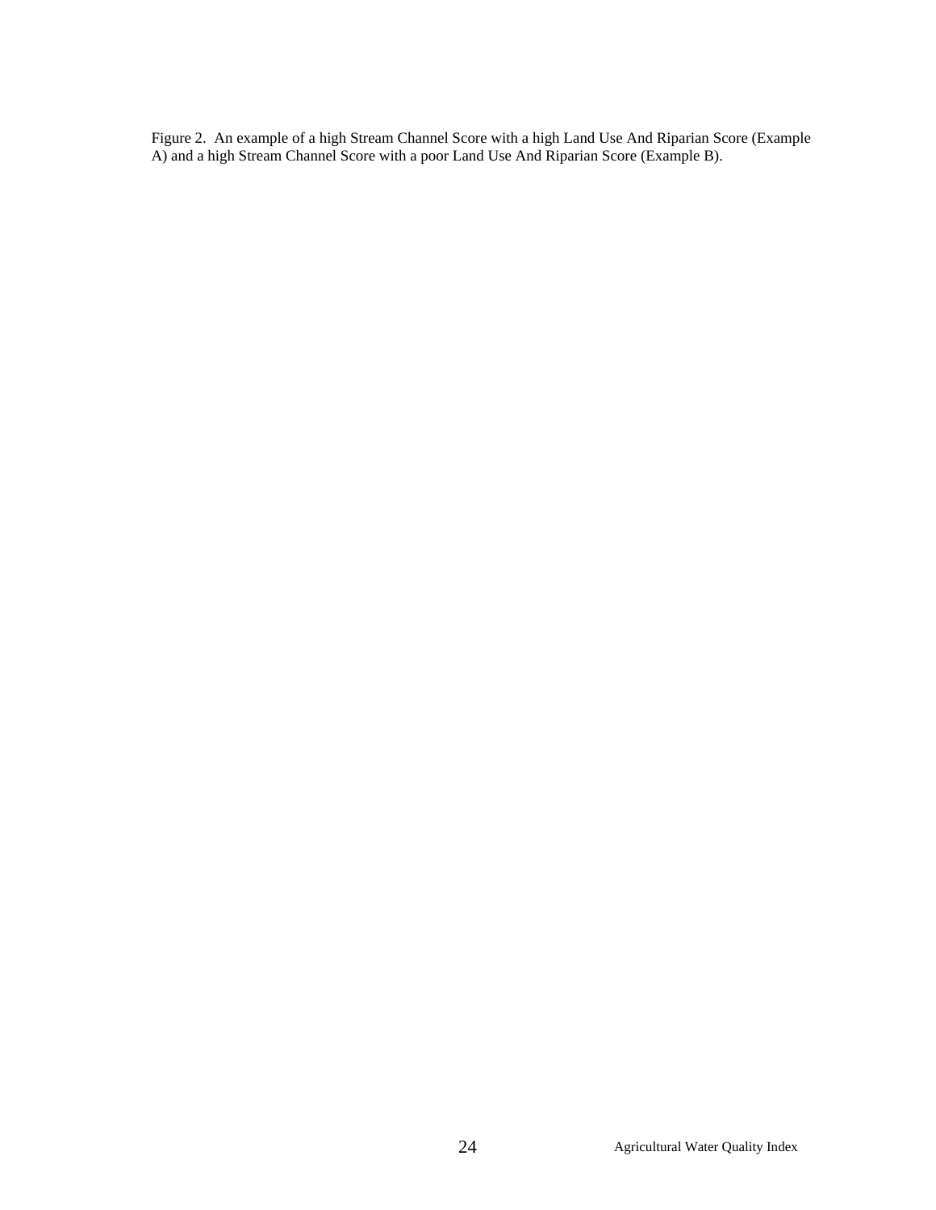Figure 2. An example of a high Stream Channel Score with a high Land Use And Riparian Score (Example A) and a high Stream Channel Score with a poor Land Use And Riparian Score (Example B).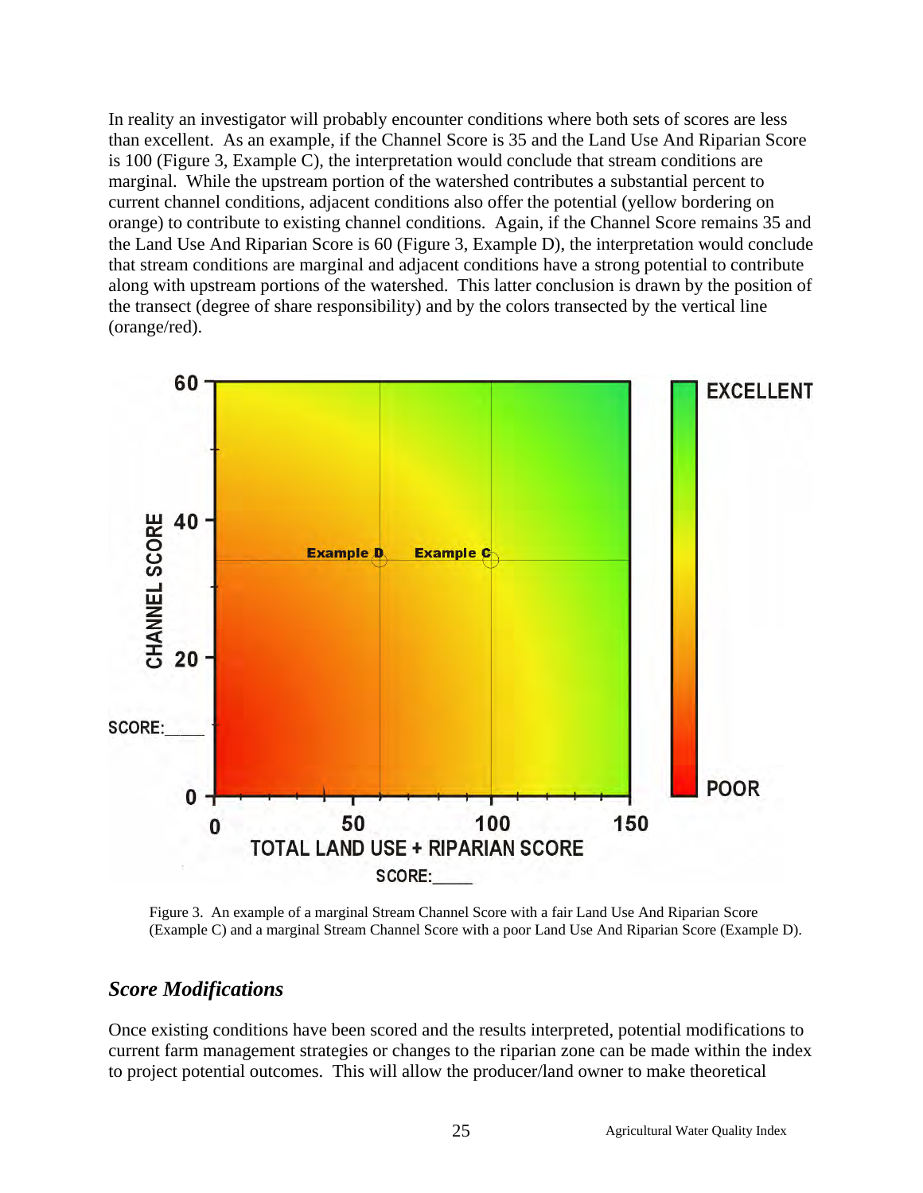In reality an investigator will probably encounter conditions where both sets of scores are less than excellent. As an example, if the Channel Score is 35 and the Land Use And Riparian Score is 100 (Figure 3, Example C), the interpretation would conclude that stream conditions are marginal. While the upstream portion of the watershed contributes a substantial percent to current channel conditions, adjacent conditions also offer the potential (yellow bordering on orange) to contribute to existing channel conditions. Again, if the Channel Score remains 35 and the Land Use And Riparian Score is 60 (Figure 3, Example D), the interpretation would conclude that stream conditions are marginal and adjacent conditions have a strong potential to contribute along with upstream portions of the watershed. This latter conclusion is drawn by the position of the transect (degree of share responsibility) and by the colors transected by the vertical line (orange/red).

60
40
20
0
CHANNEL SCORE
SCORE:____
Example D
Example C
0
50
100
150
TOTAL LAND USE + RIPARIAN SCORE
SCORE:____
EXCELLENT
POOR

Figure 3. An example of a marginal Stream Channel Score with a fair Land Use And Riparian Score (Example C) and a marginal Stream Channel Score with a poor Land Use And Riparian Score (Example D).

## *Score Modifications*

Once existing conditions have been scored and the results interpreted, potential modifications to current farm management strategies or changes to the riparian zone can be made within the index to project potential outcomes. This will allow the producer/land owner to make theoretical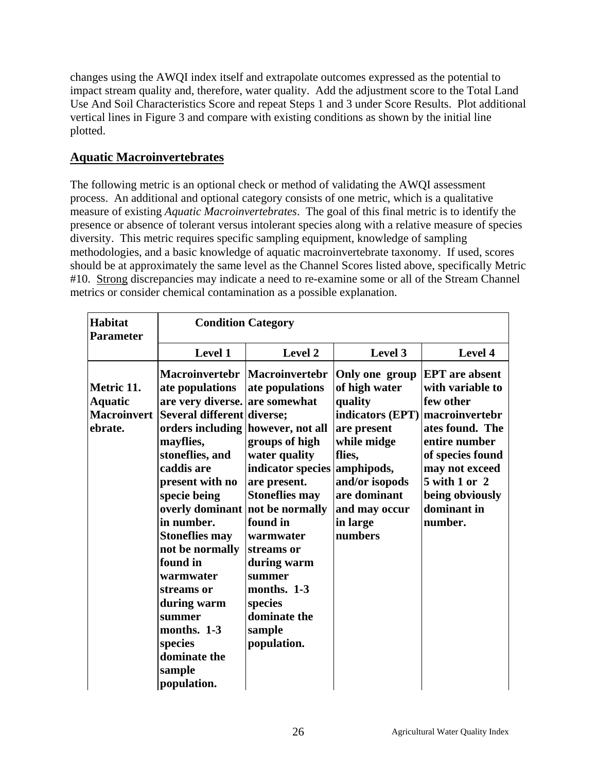changes using the AWQI index itself and extrapolate outcomes expressed as the potential to impact stream quality and, therefore, water quality. Add the adjustment score to the Total Land Use And Soil Characteristics Score and repeat Steps 1 and 3 under Score Results. Plot additional vertical lines in Figure 3 and compare with existing conditions as shown by the initial line plotted.

## Aquatic Macroinvertebrates

The following metric is an optional check or method of validating the AWQI assessment process. An additional and optional category consists of one metric, which is a qualitative measure of existing *Aquatic Macroinvertebrates*. The goal of this final metric is to identify the presence or absence of tolerant versus intolerant species along with a relative measure of species diversity. This metric requires specific sampling equipment, knowledge of sampling methodologies, and a basic knowledge of aquatic macroinvertebrate taxonomy. If used, scores should be at approximately the same level as the Channel Scores listed above, specifically Metric #10. Strong discrepancies may indicate a need to re-examine some or all of the Stream Channel metrics or consider chemical contamination as a possible explanation.

| **Habitat Parameter** | **Condition Category** | | | |
|---|---|---|---|---|
| | **Level 1** | **Level 2** | **Level 3** | **Level 4** |
| **Metric 11. Aquatic Macroinvertebrate.** | **Macroinvertebrate populations are very diverse. Several different orders including mayflies, stoneflies, and caddis are present with no specie being overly dominant in number. Stoneflies may not be normally found in warmwater streams or during warm summer months. 1-3 species dominate the sample population.** | **Macroinvertebrate populations are somewhat diverse; however, not all groups of high water quality indicator species are present. Stoneflies may not be normally found in warmwater streams or during warm summer months. 1-3 species dominate the sample population.** | **Only one group of high water quality indicators (EPT) are present while midge flies, amphipods, and/or isopods are dominant and may occur in large numbers** | **EPT are absent with variable to few other macroinvertebrates found. The entire number of species found may not exceed 5 with 1 or 2 being obviously dominant in number.** |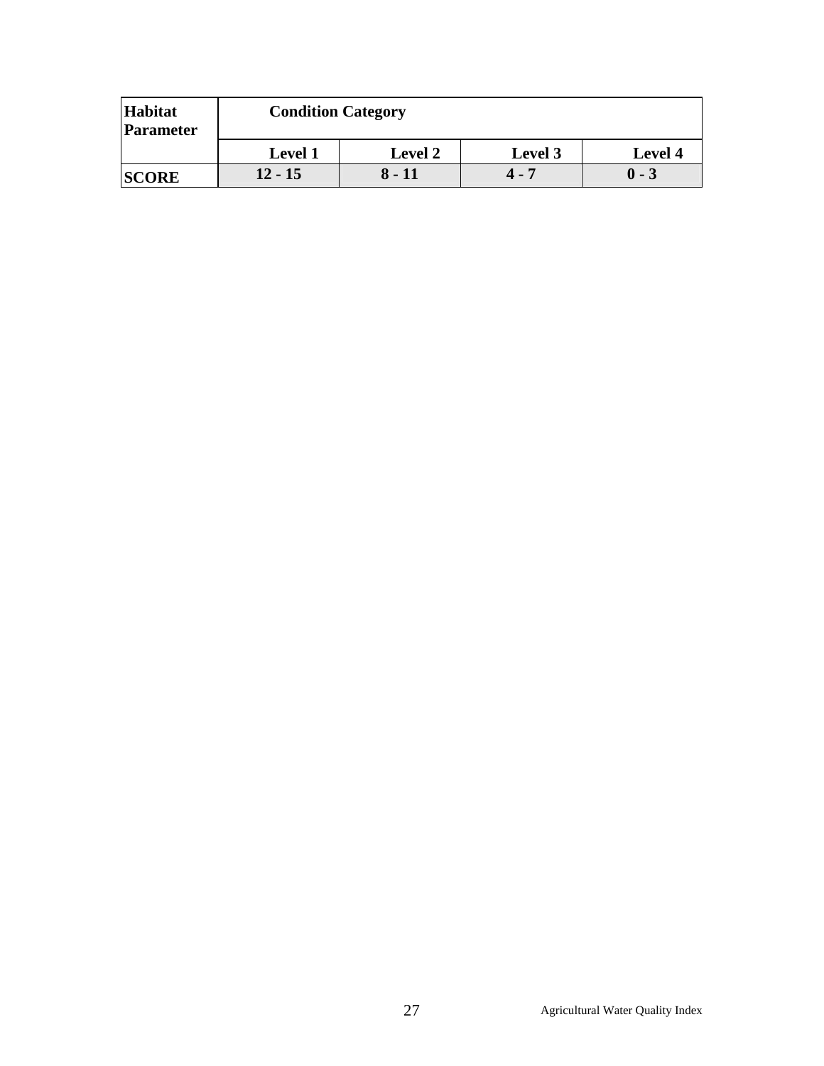| Habitat Parameter | Condition Category | | | |
|---|---|---|---|---|
| | **Level 1** | **Level 2** | **Level 3** | **Level 4** |
| **SCORE** | **12 - 15** | **8 - 11** | **4 - 7** | **0 - 3** |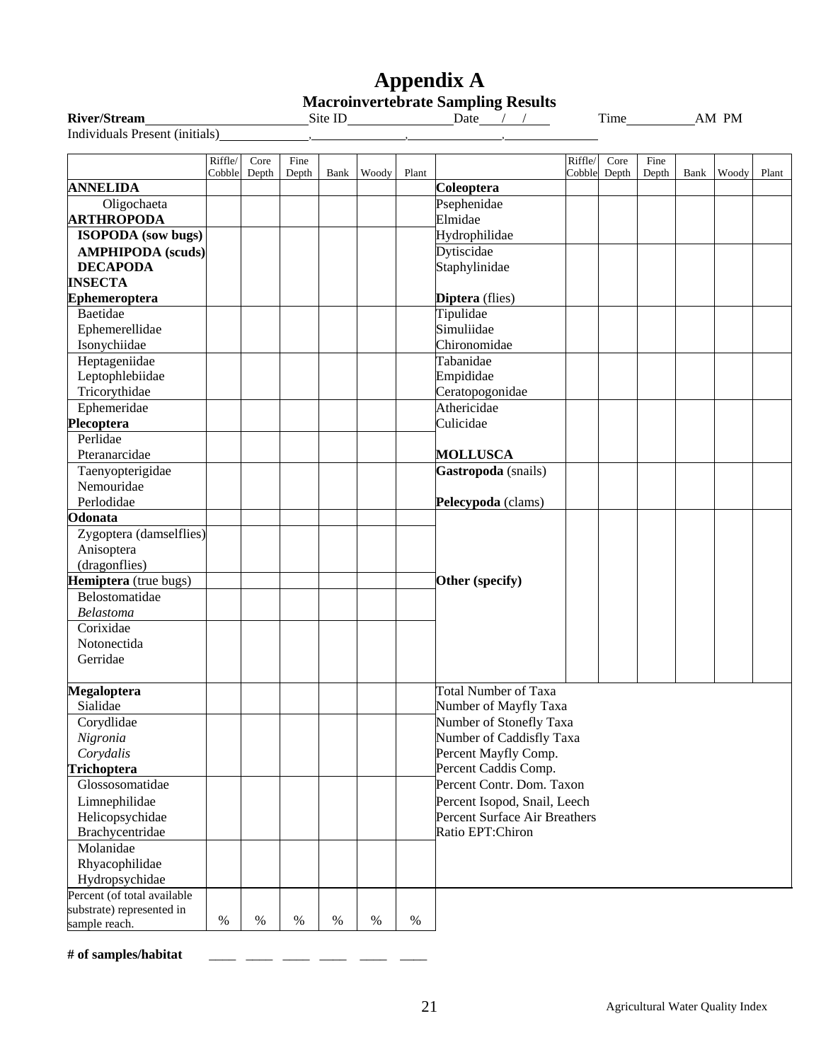# Appendix A

## Macroinvertebrate Sampling Results

**River/Stream**\_\_\_\_\_\_\_\_\_\_\_\_\_\_\_\_\_\_\_\_ Site ID\_\_\_\_\_\_\_\_\_\_\_\_\_\_ Date\_\_\_/\_\_\_/\_\_\_ Time\_\_\_\_\_\_\_\_\_ AM PM

Individuals Present (initials)\_\_\_\_\_\_\_\_\_\_\_\_,\_\_\_\_\_\_\_\_\_\_\_\_,\_\_\_\_\_\_\_\_\_\_\_\_,\_\_\_\_\_\_\_\_\_\_\_\_

| | Riffle/ Cobble | Core Depth | Fine Depth | Bank | Woody | Plant | | Riffle/ Cobble | Core Depth | Fine Depth | Bank | Woody | Plant |
|---|---|---|---|---|---|---|---|---|---|---|---|---|---|
| **ANNELIDA** | | | | | | | **Coleoptera** | | | | | | |
| Oligochaeta | | | | | | | Psephenidae | | | | | | |
| **ARTHROPODA** | | | | | | | Elmidae | | | | | | |
| **ISOPODA (sow bugs)** | | | | | | | Hydrophilidae | | | | | | |
| **AMPHIPODA (scuds)** | | | | | | | Dytiscidae | | | | | | |
| **DECAPODA** | | | | | | | Staphylinidae | | | | | | |
| **INSECTA** | | | | | | | | | | | | | |
| **Ephemeroptera** | | | | | | | **Diptera** (flies) | | | | | | |
| Baetidae | | | | | | | Tipulidae | | | | | | |
| Ephemerellidae | | | | | | | Simuliidae | | | | | | |
| Isonychiidae | | | | | | | Chironomidae | | | | | | |
| Heptageniidae | | | | | | | Tabanidae | | | | | | |
| Leptophlebiidae | | | | | | | Empididae | | | | | | |
| Tricorythidae | | | | | | | Ceratopogonidae | | | | | | |
| Ephemeridae | | | | | | | Athericidae | | | | | | |
| **Plecoptera** | | | | | | | Culicidae | | | | | | |
| Perlidae | | | | | | | | | | | | | |
| Pteranarcidae | | | | | | | **MOLLUSCA** | | | | | | |
| Taenyopterigidae | | | | | | | **Gastropoda** (snails) | | | | | | |
| Nemouridae | | | | | | | | | | | | | |
| Perlodidae | | | | | | | **Pelecypoda** (clams) | | | | | | |
| **Odonata** | | | | | | | **Other (specify)** | | | | | | |
| Zygoptera (damselflies) | | | | | | | | | | | | | |
| Anisoptera (dragonflies) | | | | | | | | | | | | | |
| **Hemiptera** (true bugs) | | | | | | | | | | | | | |
| Belostomatidae | | | | | | | | | | | | | |
| *Belastoma* | | | | | | | | | | | | | |
| Corixidae | | | | | | | | | | | | | |
| Notonectida | | | | | | | | | | | | | |
| Gerridae | | | | | | | | | | | | | |
| **Megaloptera** | | | | | | | Total Number of Taxa | | | | | | |
| Sialidae | | | | | | | Number of Mayfly Taxa | | | | | | |
| Corydlidae | | | | | | | Number of Stonefly Taxa | | | | | | |
| *Nigronia* | | | | | | | Number of Caddisfly Taxa | | | | | | |
| *Corydalis* | | | | | | | Percent Mayfly Comp. | | | | | | |
| **Trichoptera** | | | | | | | Percent Caddis Comp. | | | | | | |
| Glossosomatidae | | | | | | | Percent Contr. Dom. Taxon | | | | | | |
| Limnephilidae | | | | | | | Percent Isopod, Snail, Leech | | | | | | |
| Helicopsychidae | | | | | | | Percent Surface Air Breathers | | | | | | |
| Brachycentridae | | | | | | | Ratio EPT:Chiron | | | | | | |
| Molanidae | | | | | | | | | | | | | |
| Rhyacophilidae | | | | | | | | | | | | | |
| Hydropsychidae | | | | | | | | | | | | | |
| Percent (of total available substrate) represented in sample reach. | % | % | % | % | % | % | | | | | | | |

**# of samples/habitat** \_\_\_\_ \_\_\_\_ \_\_\_\_ \_\_\_\_ \_\_\_\_ \_\_\_\_